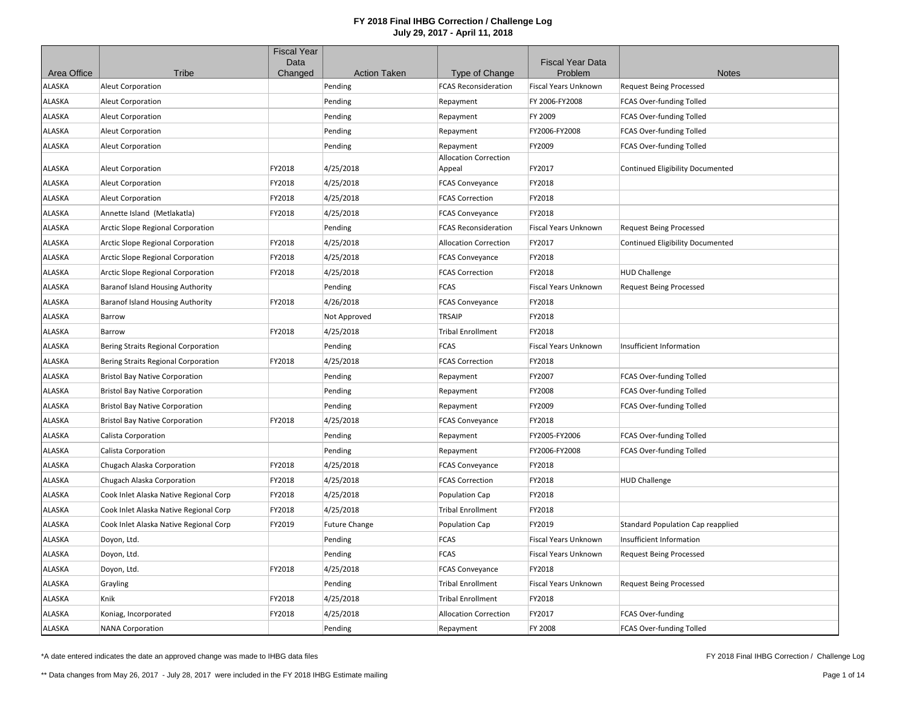# FY 2018 Final IHBG Correction / Challenge Log

**July 29, 2017 - April 11, 2018**

| Area Office | Tribe | Fiscal Year Data Changed | Action Taken | Type of Change | Fiscal Year Data Problem | Notes |
|---|---|---|---|---|---|---|
| ALASKA | Aleut Corporation | | Pending | FCAS Reconsideration | Fiscal Years Unknown | Request Being Processed |
| ALASKA | Aleut Corporation | | Pending | Repayment | FY 2006-FY2008 | FCAS Over-funding Tolled |
| ALASKA | Aleut Corporation | | Pending | Repayment | FY 2009 | FCAS Over-funding Tolled |
| ALASKA | Aleut Corporation | | Pending | Repayment | FY2006-FY2008 | FCAS Over-funding Tolled |
| ALASKA | Aleut Corporation | | Pending | Repayment | FY2009 | FCAS Over-funding Tolled |
| ALASKA | Aleut Corporation | FY2018 | 4/25/2018 | Allocation Correction Appeal | FY2017 | Continued Eligibility Documented |
| ALASKA | Aleut Corporation | FY2018 | 4/25/2018 | FCAS Conveyance | FY2018 | |
| ALASKA | Aleut Corporation | FY2018 | 4/25/2018 | FCAS Correction | FY2018 | |
| ALASKA | Annette Island (Metlakatla) | FY2018 | 4/25/2018 | FCAS Conveyance | FY2018 | |
| ALASKA | Arctic Slope Regional Corporation | | Pending | FCAS Reconsideration | Fiscal Years Unknown | Request Being Processed |
| ALASKA | Arctic Slope Regional Corporation | FY2018 | 4/25/2018 | Allocation Correction | FY2017 | Continued Eligibility Documented |
| ALASKA | Arctic Slope Regional Corporation | FY2018 | 4/25/2018 | FCAS Conveyance | FY2018 | |
| ALASKA | Arctic Slope Regional Corporation | FY2018 | 4/25/2018 | FCAS Correction | FY2018 | HUD Challenge |
| ALASKA | Baranof Island Housing Authority | | Pending | FCAS | Fiscal Years Unknown | Request Being Processed |
| ALASKA | Baranof Island Housing Authority | FY2018 | 4/26/2018 | FCAS Conveyance | FY2018 | |
| ALASKA | Barrow | | Not Approved | TRSAIP | FY2018 | |
| ALASKA | Barrow | FY2018 | 4/25/2018 | Tribal Enrollment | FY2018 | |
| ALASKA | Bering Straits Regional Corporation | | Pending | FCAS | Fiscal Years Unknown | Insufficient Information |
| ALASKA | Bering Straits Regional Corporation | FY2018 | 4/25/2018 | FCAS Correction | FY2018 | |
| ALASKA | Bristol Bay Native Corporation | | Pending | Repayment | FY2007 | FCAS Over-funding Tolled |
| ALASKA | Bristol Bay Native Corporation | | Pending | Repayment | FY2008 | FCAS Over-funding Tolled |
| ALASKA | Bristol Bay Native Corporation | | Pending | Repayment | FY2009 | FCAS Over-funding Tolled |
| ALASKA | Bristol Bay Native Corporation | FY2018 | 4/25/2018 | FCAS Conveyance | FY2018 | |
| ALASKA | Calista Corporation | | Pending | Repayment | FY2005-FY2006 | FCAS Over-funding Tolled |
| ALASKA | Calista Corporation | | Pending | Repayment | FY2006-FY2008 | FCAS Over-funding Tolled |
| ALASKA | Chugach Alaska Corporation | FY2018 | 4/25/2018 | FCAS Conveyance | FY2018 | |
| ALASKA | Chugach Alaska Corporation | FY2018 | 4/25/2018 | FCAS Correction | FY2018 | HUD Challenge |
| ALASKA | Cook Inlet Alaska Native Regional Corp | FY2018 | 4/25/2018 | Population Cap | FY2018 | |
| ALASKA | Cook Inlet Alaska Native Regional Corp | FY2018 | 4/25/2018 | Tribal Enrollment | FY2018 | |
| ALASKA | Cook Inlet Alaska Native Regional Corp | FY2019 | Future Change | Population Cap | FY2019 | Standard Population Cap reapplied |
| ALASKA | Doyon, Ltd. | | Pending | FCAS | Fiscal Years Unknown | Insufficient Information |
| ALASKA | Doyon, Ltd. | | Pending | FCAS | Fiscal Years Unknown | Request Being Processed |
| ALASKA | Doyon, Ltd. | FY2018 | 4/25/2018 | FCAS Conveyance | FY2018 | |
| ALASKA | Grayling | | Pending | Tribal Enrollment | Fiscal Years Unknown | Request Being Processed |
| ALASKA | Knik | FY2018 | 4/25/2018 | Tribal Enrollment | FY2018 | |
| ALASKA | Koniag, Incorporated | FY2018 | 4/25/2018 | Allocation Correction | FY2017 | FCAS Over-funding |
| ALASKA | NANA Corporation | | Pending | Repayment | FY 2008 | FCAS Over-funding Tolled |

*A date entered indicates the date an approved change was made to IHBG data files

** Data changes from May 26, 2017 - July 28, 2017 were included in the FY 2018 IHBG Estimate mailing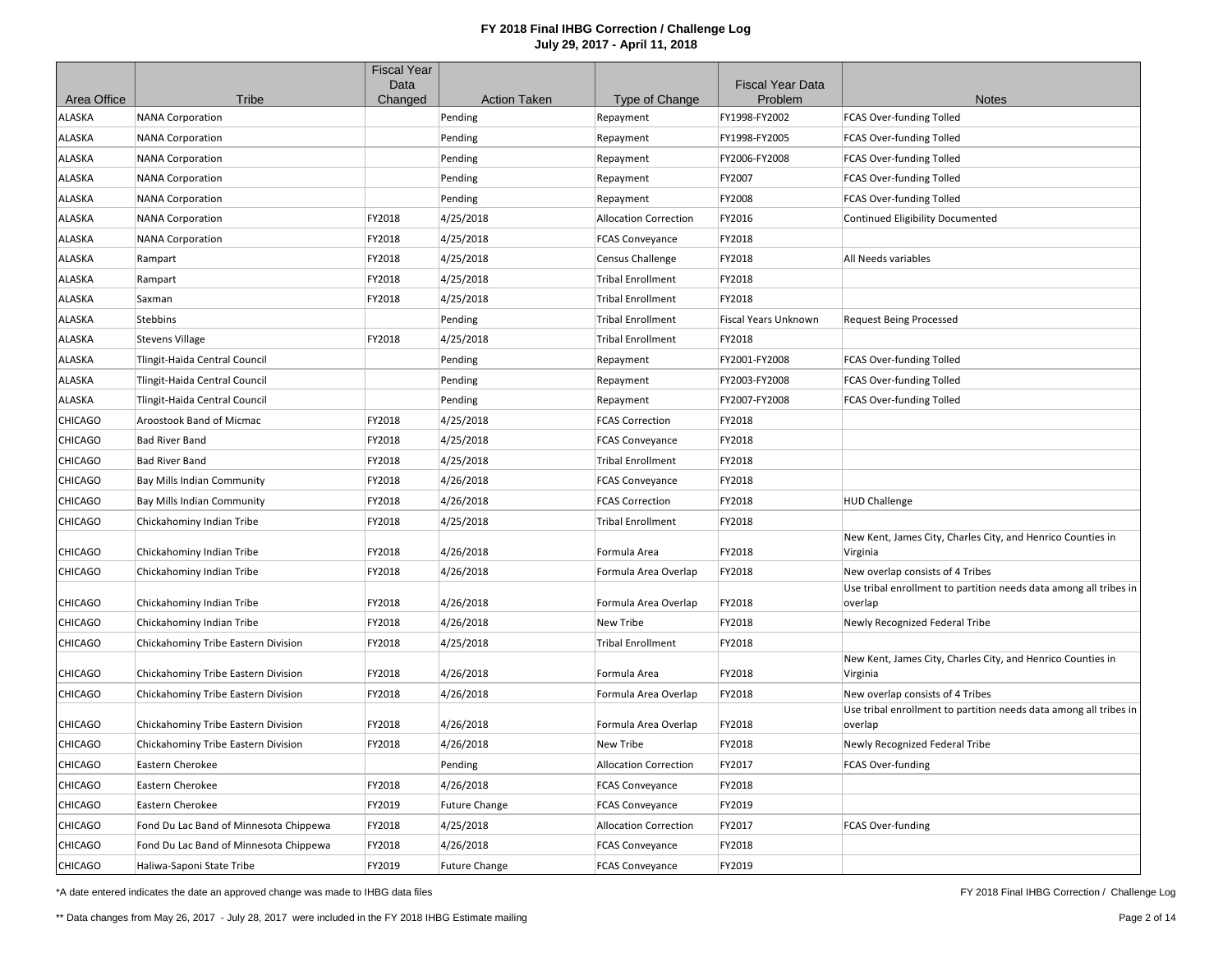# FY 2018 Final IHBG Correction / Challenge Log
## July 29, 2017 - April 11, 2018

| Area Office | Tribe | Fiscal Year Data Changed | Action Taken | Type of Change | Fiscal Year Data Problem | Notes |
|---|---|---|---|---|---|---|
| ALASKA | NANA Corporation | | Pending | Repayment | FY1998-FY2002 | FCAS Over-funding Tolled |
| ALASKA | NANA Corporation | | Pending | Repayment | FY1998-FY2005 | FCAS Over-funding Tolled |
| ALASKA | NANA Corporation | | Pending | Repayment | FY2006-FY2008 | FCAS Over-funding Tolled |
| ALASKA | NANA Corporation | | Pending | Repayment | FY2007 | FCAS Over-funding Tolled |
| ALASKA | NANA Corporation | | Pending | Repayment | FY2008 | FCAS Over-funding Tolled |
| ALASKA | NANA Corporation | FY2018 | 4/25/2018 | Allocation Correction | FY2016 | Continued Eligibility Documented |
| ALASKA | NANA Corporation | FY2018 | 4/25/2018 | FCAS Conveyance | FY2018 | |
| ALASKA | Rampart | FY2018 | 4/25/2018 | Census Challenge | FY2018 | All Needs variables |
| ALASKA | Rampart | FY2018 | 4/25/2018 | Tribal Enrollment | FY2018 | |
| ALASKA | Saxman | FY2018 | 4/25/2018 | Tribal Enrollment | FY2018 | |
| ALASKA | Stebbins | | Pending | Tribal Enrollment | Fiscal Years Unknown | Request Being Processed |
| ALASKA | Stevens Village | FY2018 | 4/25/2018 | Tribal Enrollment | FY2018 | |
| ALASKA | Tlingit-Haida Central Council | | Pending | Repayment | FY2001-FY2008 | FCAS Over-funding Tolled |
| ALASKA | Tlingit-Haida Central Council | | Pending | Repayment | FY2003-FY2008 | FCAS Over-funding Tolled |
| ALASKA | Tlingit-Haida Central Council | | Pending | Repayment | FY2007-FY2008 | FCAS Over-funding Tolled |
| CHICAGO | Aroostook Band of Micmac | FY2018 | 4/25/2018 | FCAS Correction | FY2018 | |
| CHICAGO | Bad River Band | FY2018 | 4/25/2018 | FCAS Conveyance | FY2018 | |
| CHICAGO | Bad River Band | FY2018 | 4/25/2018 | Tribal Enrollment | FY2018 | |
| CHICAGO | Bay Mills Indian Community | FY2018 | 4/26/2018 | FCAS Conveyance | FY2018 | |
| CHICAGO | Bay Mills Indian Community | FY2018 | 4/26/2018 | FCAS Correction | FY2018 | HUD Challenge |
| CHICAGO | Chickahominy Indian Tribe | FY2018 | 4/25/2018 | Tribal Enrollment | FY2018 | |
| CHICAGO | Chickahominy Indian Tribe | FY2018 | 4/26/2018 | Formula Area | FY2018 | New Kent, James City, Charles City, and Henrico Counties in Virginia |
| CHICAGO | Chickahominy Indian Tribe | FY2018 | 4/26/2018 | Formula Area Overlap | FY2018 | New overlap consists of 4 Tribes |
| CHICAGO | Chickahominy Indian Tribe | FY2018 | 4/26/2018 | Formula Area Overlap | FY2018 | Use tribal enrollment to partition needs data among all tribes in overlap |
| CHICAGO | Chickahominy Indian Tribe | FY2018 | 4/26/2018 | New Tribe | FY2018 | Newly Recognized Federal Tribe |
| CHICAGO | Chickahominy Tribe Eastern Division | FY2018 | 4/25/2018 | Tribal Enrollment | FY2018 | |
| CHICAGO | Chickahominy Tribe Eastern Division | FY2018 | 4/26/2018 | Formula Area | FY2018 | New Kent, James City, Charles City, and Henrico Counties in Virginia |
| CHICAGO | Chickahominy Tribe Eastern Division | FY2018 | 4/26/2018 | Formula Area Overlap | FY2018 | New overlap consists of 4 Tribes |
| CHICAGO | Chickahominy Tribe Eastern Division | FY2018 | 4/26/2018 | Formula Area Overlap | FY2018 | Use tribal enrollment to partition needs data among all tribes in overlap |
| CHICAGO | Chickahominy Tribe Eastern Division | FY2018 | 4/26/2018 | New Tribe | FY2018 | Newly Recognized Federal Tribe |
| CHICAGO | Eastern Cherokee | | Pending | Allocation Correction | FY2017 | FCAS Over-funding |
| CHICAGO | Eastern Cherokee | FY2018 | 4/26/2018 | FCAS Conveyance | FY2018 | |
| CHICAGO | Eastern Cherokee | FY2019 | Future Change | FCAS Conveyance | FY2019 | |
| CHICAGO | Fond Du Lac Band of Minnesota Chippewa | FY2018 | 4/25/2018 | Allocation Correction | FY2017 | FCAS Over-funding |
| CHICAGO | Fond Du Lac Band of Minnesota Chippewa | FY2018 | 4/26/2018 | FCAS Conveyance | FY2018 | |
| CHICAGO | Haliwa-Saponi State Tribe | FY2019 | Future Change | FCAS Conveyance | FY2019 | |

*A date entered indicates the date an approved change was made to IHBG data files

** Data changes from May 26, 2017 - July 28, 2017 were included in the FY 2018 IHBG Estimate mailing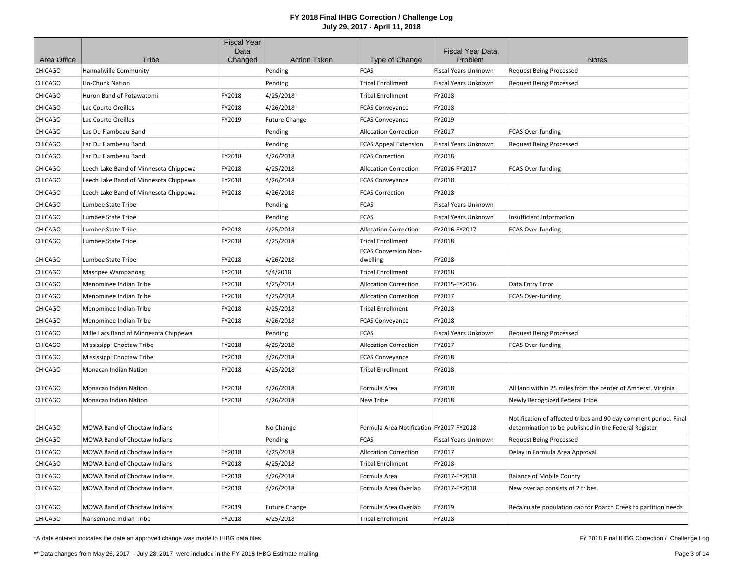# FY 2018 Final IHBG Correction / Challenge Log
## July 29, 2017 - April 11, 2018

| Area Office | Tribe | Fiscal Year Data Changed | Action Taken | Type of Change | Fiscal Year Data Problem | Notes |
|---|---|---|---|---|---|---|
| CHICAGO | Hannahville Community | | Pending | FCAS | Fiscal Years Unknown | Request Being Processed |
| CHICAGO | Ho-Chunk Nation | | Pending | Tribal Enrollment | Fiscal Years Unknown | Request Being Processed |
| CHICAGO | Huron Band of Potawatomi | FY2018 | 4/25/2018 | Tribal Enrollment | FY2018 | |
| CHICAGO | Lac Courte Oreilles | FY2018 | 4/26/2018 | FCAS Conveyance | FY2018 | |
| CHICAGO | Lac Courte Oreilles | FY2019 | Future Change | FCAS Conveyance | FY2019 | |
| CHICAGO | Lac Du Flambeau Band | | Pending | Allocation Correction | FY2017 | FCAS Over-funding |
| CHICAGO | Lac Du Flambeau Band | | Pending | FCAS Appeal Extension | Fiscal Years Unknown | Request Being Processed |
| CHICAGO | Lac Du Flambeau Band | FY2018 | 4/26/2018 | FCAS Correction | FY2018 | |
| CHICAGO | Leech Lake Band of Minnesota Chippewa | FY2018 | 4/25/2018 | Allocation Correction | FY2016-FY2017 | FCAS Over-funding |
| CHICAGO | Leech Lake Band of Minnesota Chippewa | FY2018 | 4/26/2018 | FCAS Conveyance | FY2018 | |
| CHICAGO | Leech Lake Band of Minnesota Chippewa | FY2018 | 4/26/2018 | FCAS Correction | FY2018 | |
| CHICAGO | Lumbee State Tribe | | Pending | FCAS | Fiscal Years Unknown | |
| CHICAGO | Lumbee State Tribe | | Pending | FCAS | Fiscal Years Unknown | Insufficient Information |
| CHICAGO | Lumbee State Tribe | FY2018 | 4/25/2018 | Allocation Correction | FY2016-FY2017 | FCAS Over-funding |
| CHICAGO | Lumbee State Tribe | FY2018 | 4/25/2018 | Tribal Enrollment | FY2018 | |
| CHICAGO | Lumbee State Tribe | FY2018 | 4/26/2018 | FCAS Conversion Non-dwelling | FY2018 | |
| CHICAGO | Mashpee Wampanoag | FY2018 | 5/4/2018 | Tribal Enrollment | FY2018 | |
| CHICAGO | Menominee Indian Tribe | FY2018 | 4/25/2018 | Allocation Correction | FY2015-FY2016 | Data Entry Error |
| CHICAGO | Menominee Indian Tribe | FY2018 | 4/25/2018 | Allocation Correction | FY2017 | FCAS Over-funding |
| CHICAGO | Menominee Indian Tribe | FY2018 | 4/25/2018 | Tribal Enrollment | FY2018 | |
| CHICAGO | Menominee Indian Tribe | FY2018 | 4/26/2018 | FCAS Conveyance | FY2018 | |
| CHICAGO | Mille Lacs Band of Minnesota Chippewa | | Pending | FCAS | Fiscal Years Unknown | Request Being Processed |
| CHICAGO | Mississippi Choctaw Tribe | FY2018 | 4/25/2018 | Allocation Correction | FY2017 | FCAS Over-funding |
| CHICAGO | Mississippi Choctaw Tribe | FY2018 | 4/26/2018 | FCAS Conveyance | FY2018 | |
| CHICAGO | Monacan Indian Nation | FY2018 | 4/25/2018 | Tribal Enrollment | FY2018 | |
| CHICAGO | Monacan Indian Nation | FY2018 | 4/26/2018 | Formula Area | FY2018 | All land within 25 miles from the center of Amherst, Virginia |
| CHICAGO | Monacan Indian Nation | FY2018 | 4/26/2018 | New Tribe | FY2018 | Newly Recognized Federal Tribe |
| CHICAGO | MOWA Band of Choctaw Indians | | No Change | Formula Area Notification | FY2017-FY2018 | Notification of affected tribes and 90 day comment period. Final determination to be published in the Federal Register |
| CHICAGO | MOWA Band of Choctaw Indians | | Pending | FCAS | Fiscal Years Unknown | Request Being Processed |
| CHICAGO | MOWA Band of Choctaw Indians | FY2018 | 4/25/2018 | Allocation Correction | FY2017 | Delay in Formula Area Approval |
| CHICAGO | MOWA Band of Choctaw Indians | FY2018 | 4/25/2018 | Tribal Enrollment | FY2018 | |
| CHICAGO | MOWA Band of Choctaw Indians | FY2018 | 4/26/2018 | Formula Area | FY2017-FY2018 | Balance of Mobile County |
| CHICAGO | MOWA Band of Choctaw Indians | FY2018 | 4/26/2018 | Formula Area Overlap | FY2017-FY2018 | New overlap consists of 2 tribes |
| CHICAGO | MOWA Band of Choctaw Indians | FY2019 | Future Change | Formula Area Overlap | FY2019 | Recalculate population cap for Poarch Creek to partition needs |
| CHICAGO | Nansemond Indian Tribe | FY2018 | 4/25/2018 | Tribal Enrollment | FY2018 | |

*A date entered indicates the date an approved change was made to IHBG data files

** Data changes from May 26, 2017 - July 28, 2017 were included in the FY 2018 IHBG Estimate mailing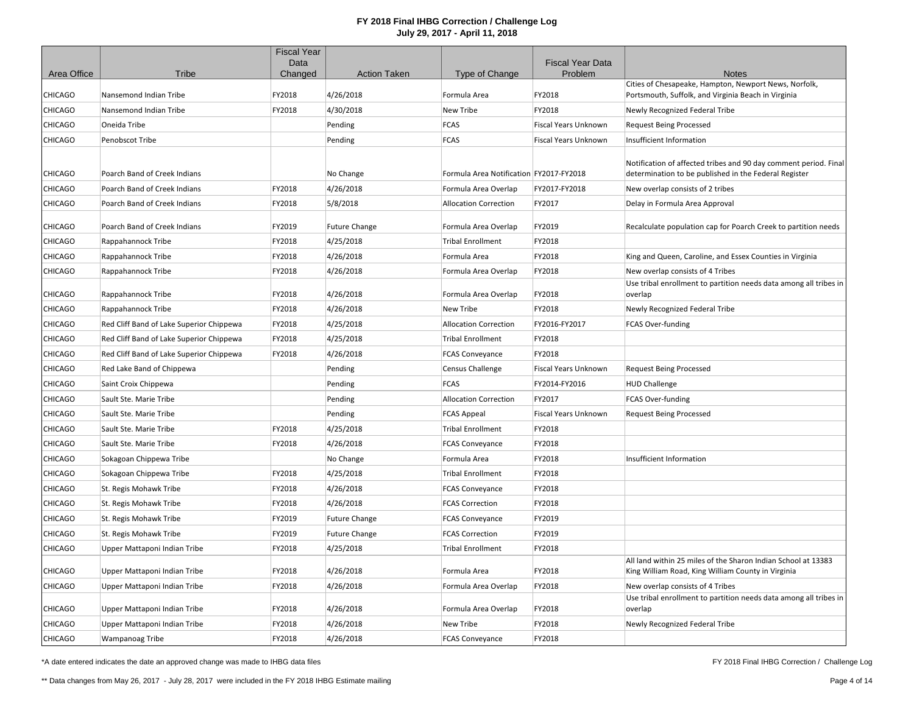# FY 2018 Final IHBG Correction / Challenge Log

**July 29, 2017 - April 11, 2018**

| Area Office | Tribe | Fiscal Year Data Changed | Action Taken | Type of Change | Fiscal Year Data Problem | Notes |
|---|---|---|---|---|---|---|
| CHICAGO | Nansemond Indian Tribe | FY2018 | 4/26/2018 | Formula Area | FY2018 | Cities of Chesapeake, Hampton, Newport News, Norfolk, Portsmouth, Suffolk, and Virginia Beach in Virginia |
| CHICAGO | Nansemond Indian Tribe | FY2018 | 4/30/2018 | New Tribe | FY2018 | Newly Recognized Federal Tribe |
| CHICAGO | Oneida Tribe | | Pending | FCAS | Fiscal Years Unknown | Request Being Processed |
| CHICAGO | Penobscot Tribe | | Pending | FCAS | Fiscal Years Unknown | Insufficient Information |
| CHICAGO | Poarch Band of Creek Indians | | No Change | Formula Area Notification | FY2017-FY2018 | Notification of affected tribes and 90 day comment period. Final determination to be published in the Federal Register |
| CHICAGO | Poarch Band of Creek Indians | FY2018 | 4/26/2018 | Formula Area Overlap | FY2017-FY2018 | New overlap consists of 2 tribes |
| CHICAGO | Poarch Band of Creek Indians | FY2018 | 5/8/2018 | Allocation Correction | FY2017 | Delay in Formula Area Approval |
| CHICAGO | Poarch Band of Creek Indians | FY2019 | Future Change | Formula Area Overlap | FY2019 | Recalculate population cap for Poarch Creek to partition needs |
| CHICAGO | Rappahannock Tribe | FY2018 | 4/25/2018 | Tribal Enrollment | FY2018 | |
| CHICAGO | Rappahannock Tribe | FY2018 | 4/26/2018 | Formula Area | FY2018 | King and Queen, Caroline, and Essex Counties in Virginia |
| CHICAGO | Rappahannock Tribe | FY2018 | 4/26/2018 | Formula Area Overlap | FY2018 | New overlap consists of 4 Tribes |
| CHICAGO | Rappahannock Tribe | FY2018 | 4/26/2018 | Formula Area Overlap | FY2018 | Use tribal enrollment to partition needs data among all tribes in overlap |
| CHICAGO | Rappahannock Tribe | FY2018 | 4/26/2018 | New Tribe | FY2018 | Newly Recognized Federal Tribe |
| CHICAGO | Red Cliff Band of Lake Superior Chippewa | FY2018 | 4/25/2018 | Allocation Correction | FY2016-FY2017 | FCAS Over-funding |
| CHICAGO | Red Cliff Band of Lake Superior Chippewa | FY2018 | 4/25/2018 | Tribal Enrollment | FY2018 | |
| CHICAGO | Red Cliff Band of Lake Superior Chippewa | FY2018 | 4/26/2018 | FCAS Conveyance | FY2018 | |
| CHICAGO | Red Lake Band of Chippewa | | Pending | Census Challenge | Fiscal Years Unknown | Request Being Processed |
| CHICAGO | Saint Croix Chippewa | | Pending | FCAS | FY2014-FY2016 | HUD Challenge |
| CHICAGO | Sault Ste. Marie Tribe | | Pending | Allocation Correction | FY2017 | FCAS Over-funding |
| CHICAGO | Sault Ste. Marie Tribe | | Pending | FCAS Appeal | Fiscal Years Unknown | Request Being Processed |
| CHICAGO | Sault Ste. Marie Tribe | FY2018 | 4/25/2018 | Tribal Enrollment | FY2018 | |
| CHICAGO | Sault Ste. Marie Tribe | FY2018 | 4/26/2018 | FCAS Conveyance | FY2018 | |
| CHICAGO | Sokagoan Chippewa Tribe | | No Change | Formula Area | FY2018 | Insufficient Information |
| CHICAGO | Sokagoan Chippewa Tribe | FY2018 | 4/25/2018 | Tribal Enrollment | FY2018 | |
| CHICAGO | St. Regis Mohawk Tribe | FY2018 | 4/26/2018 | FCAS Conveyance | FY2018 | |
| CHICAGO | St. Regis Mohawk Tribe | FY2018 | 4/26/2018 | FCAS Correction | FY2018 | |
| CHICAGO | St. Regis Mohawk Tribe | FY2019 | Future Change | FCAS Conveyance | FY2019 | |
| CHICAGO | St. Regis Mohawk Tribe | FY2019 | Future Change | FCAS Correction | FY2019 | |
| CHICAGO | Upper Mattaponi Indian Tribe | FY2018 | 4/25/2018 | Tribal Enrollment | FY2018 | |
| CHICAGO | Upper Mattaponi Indian Tribe | FY2018 | 4/26/2018 | Formula Area | FY2018 | All land within 25 miles of the Sharon Indian School at 13383 King William Road, King William County in Virginia |
| CHICAGO | Upper Mattaponi Indian Tribe | FY2018 | 4/26/2018 | Formula Area Overlap | FY2018 | New overlap consists of 4 Tribes |
| CHICAGO | Upper Mattaponi Indian Tribe | FY2018 | 4/26/2018 | Formula Area Overlap | FY2018 | Use tribal enrollment to partition needs data among all tribes in overlap |
| CHICAGO | Upper Mattaponi Indian Tribe | FY2018 | 4/26/2018 | New Tribe | FY2018 | Newly Recognized Federal Tribe |
| CHICAGO | Wampanoag Tribe | FY2018 | 4/26/2018 | FCAS Conveyance | FY2018 | |

*A date entered indicates the date an approved change was made to IHBG data files

** Data changes from May 26, 2017 - July 28, 2017 were included in the FY 2018 IHBG Estimate mailing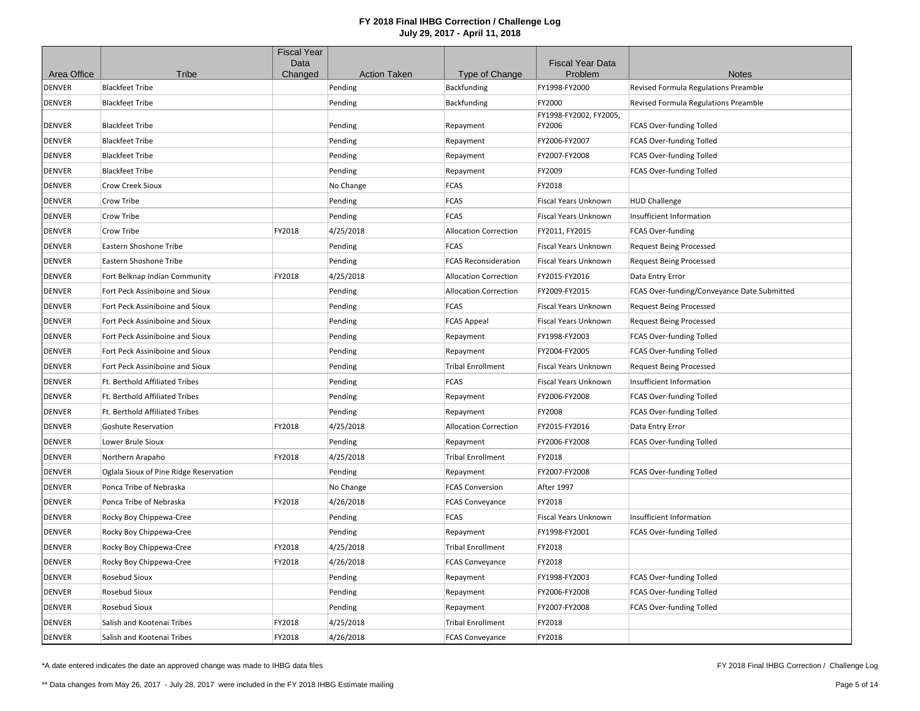# FY 2018 Final IHBG Correction / Challenge Log

**July 29, 2017 - April 11, 2018**

| Area Office | Tribe | Fiscal Year Data Changed | Action Taken | Type of Change | Fiscal Year Data Problem | Notes |
|---|---|---|---|---|---|---|
| DENVER | Blackfeet Tribe | | Pending | Backfunding | FY1998-FY2000 | Revised Formula Regulations Preamble |
| DENVER | Blackfeet Tribe | | Pending | Backfunding | FY2000 | Revised Formula Regulations Preamble |
| DENVER | Blackfeet Tribe | | Pending | Repayment | FY1998-FY2002, FY2005, FY2006 | FCAS Over-funding Tolled |
| DENVER | Blackfeet Tribe | | Pending | Repayment | FY2006-FY2007 | FCAS Over-funding Tolled |
| DENVER | Blackfeet Tribe | | Pending | Repayment | FY2007-FY2008 | FCAS Over-funding Tolled |
| DENVER | Blackfeet Tribe | | Pending | Repayment | FY2009 | FCAS Over-funding Tolled |
| DENVER | Crow Creek Sioux | | No Change | FCAS | FY2018 | |
| DENVER | Crow Tribe | | Pending | FCAS | Fiscal Years Unknown | HUD Challenge |
| DENVER | Crow Tribe | | Pending | FCAS | Fiscal Years Unknown | Insufficient Information |
| DENVER | Crow Tribe | FY2018 | 4/25/2018 | Allocation Correction | FY2011, FY2015 | FCAS Over-funding |
| DENVER | Eastern Shoshone Tribe | | Pending | FCAS | Fiscal Years Unknown | Request Being Processed |
| DENVER | Eastern Shoshone Tribe | | Pending | FCAS Reconsideration | Fiscal Years Unknown | Request Being Processed |
| DENVER | Fort Belknap Indian Community | FY2018 | 4/25/2018 | Allocation Correction | FY2015-FY2016 | Data Entry Error |
| DENVER | Fort Peck Assiniboine and Sioux | | Pending | Allocation Correction | FY2009-FY2015 | FCAS Over-funding/Conveyance Date Submitted |
| DENVER | Fort Peck Assiniboine and Sioux | | Pending | FCAS | Fiscal Years Unknown | Request Being Processed |
| DENVER | Fort Peck Assiniboine and Sioux | | Pending | FCAS Appeal | Fiscal Years Unknown | Request Being Processed |
| DENVER | Fort Peck Assiniboine and Sioux | | Pending | Repayment | FY1998-FY2003 | FCAS Over-funding Tolled |
| DENVER | Fort Peck Assiniboine and Sioux | | Pending | Repayment | FY2004-FY2005 | FCAS Over-funding Tolled |
| DENVER | Fort Peck Assiniboine and Sioux | | Pending | Tribal Enrollment | Fiscal Years Unknown | Request Being Processed |
| DENVER | Ft. Berthold Affiliated Tribes | | Pending | FCAS | Fiscal Years Unknown | Insufficient Information |
| DENVER | Ft. Berthold Affiliated Tribes | | Pending | Repayment | FY2006-FY2008 | FCAS Over-funding Tolled |
| DENVER | Ft. Berthold Affiliated Tribes | | Pending | Repayment | FY2008 | FCAS Over-funding Tolled |
| DENVER | Goshute Reservation | FY2018 | 4/25/2018 | Allocation Correction | FY2015-FY2016 | Data Entry Error |
| DENVER | Lower Brule Sioux | | Pending | Repayment | FY2006-FY2008 | FCAS Over-funding Tolled |
| DENVER | Northern Arapaho | FY2018 | 4/25/2018 | Tribal Enrollment | FY2018 | |
| DENVER | Oglala Sioux of Pine Ridge Reservation | | Pending | Repayment | FY2007-FY2008 | FCAS Over-funding Tolled |
| DENVER | Ponca Tribe of Nebraska | | No Change | FCAS Conversion | After 1997 | |
| DENVER | Ponca Tribe of Nebraska | FY2018 | 4/26/2018 | FCAS Conveyance | FY2018 | |
| DENVER | Rocky Boy Chippewa-Cree | | Pending | FCAS | Fiscal Years Unknown | Insufficient Information |
| DENVER | Rocky Boy Chippewa-Cree | | Pending | Repayment | FY1998-FY2001 | FCAS Over-funding Tolled |
| DENVER | Rocky Boy Chippewa-Cree | FY2018 | 4/25/2018 | Tribal Enrollment | FY2018 | |
| DENVER | Rocky Boy Chippewa-Cree | FY2018 | 4/26/2018 | FCAS Conveyance | FY2018 | |
| DENVER | Rosebud Sioux | | Pending | Repayment | FY1998-FY2003 | FCAS Over-funding Tolled |
| DENVER | Rosebud Sioux | | Pending | Repayment | FY2006-FY2008 | FCAS Over-funding Tolled |
| DENVER | Rosebud Sioux | | Pending | Repayment | FY2007-FY2008 | FCAS Over-funding Tolled |
| DENVER | Salish and Kootenai Tribes | FY2018 | 4/25/2018 | Tribal Enrollment | FY2018 | |
| DENVER | Salish and Kootenai Tribes | FY2018 | 4/26/2018 | FCAS Conveyance | FY2018 | |

*A date entered indicates the date an approved change was made to IHBG data files

** Data changes from May 26, 2017 - July 28, 2017 were included in the FY 2018 IHBG Estimate mailing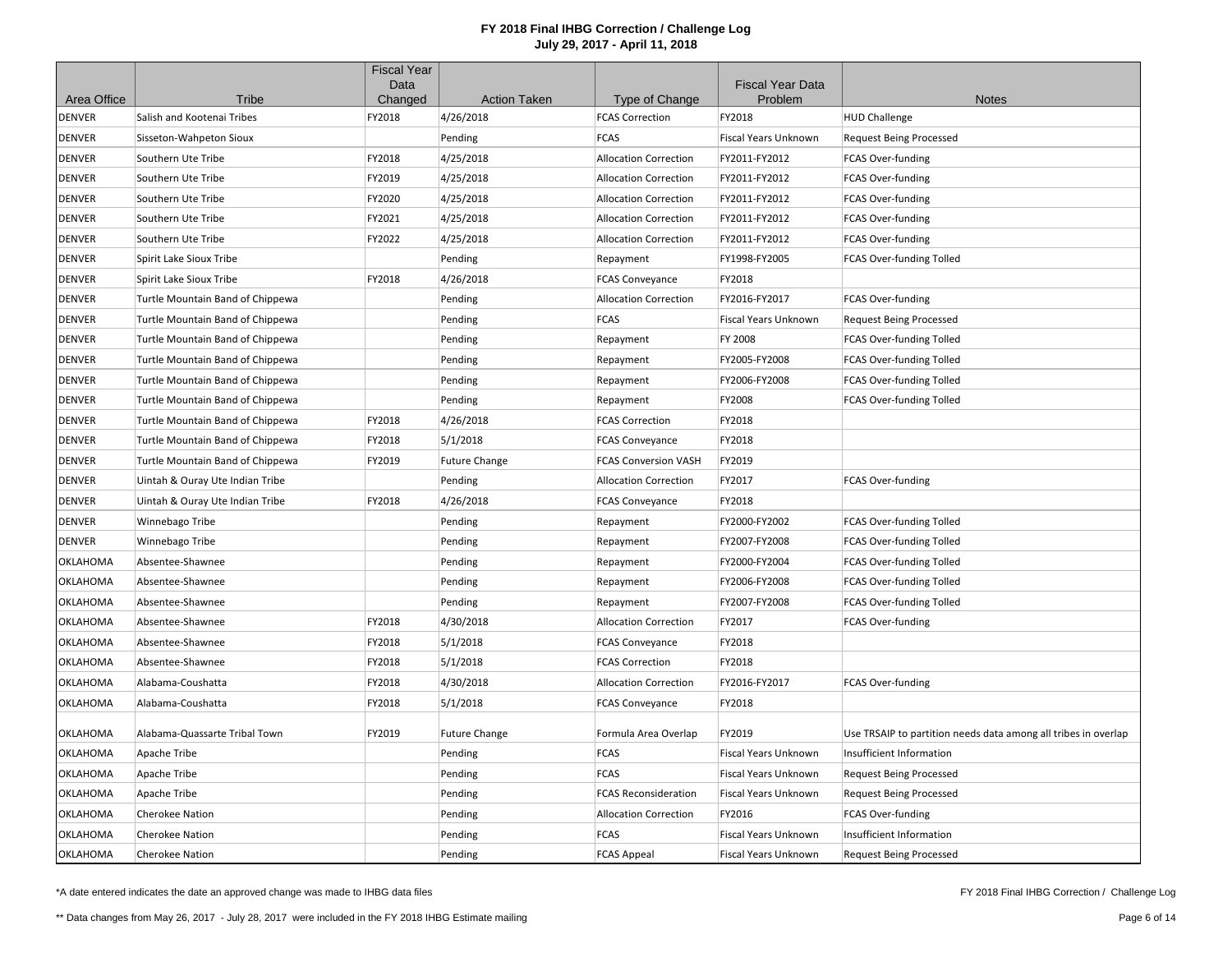# FY 2018 Final IHBG Correction / Challenge Log

## July 29, 2017 - April 11, 2018

| Area Office | Tribe | Fiscal Year Data Changed | Action Taken | Type of Change | Fiscal Year Data Problem | Notes |
|---|---|---|---|---|---|---|
| DENVER | Salish and Kootenai Tribes | FY2018 | 4/26/2018 | FCAS Correction | FY2018 | HUD Challenge |
| DENVER | Sisseton-Wahpeton Sioux | | Pending | FCAS | Fiscal Years Unknown | Request Being Processed |
| DENVER | Southern Ute Tribe | FY2018 | 4/25/2018 | Allocation Correction | FY2011-FY2012 | FCAS Over-funding |
| DENVER | Southern Ute Tribe | FY2019 | 4/25/2018 | Allocation Correction | FY2011-FY2012 | FCAS Over-funding |
| DENVER | Southern Ute Tribe | FY2020 | 4/25/2018 | Allocation Correction | FY2011-FY2012 | FCAS Over-funding |
| DENVER | Southern Ute Tribe | FY2021 | 4/25/2018 | Allocation Correction | FY2011-FY2012 | FCAS Over-funding |
| DENVER | Southern Ute Tribe | FY2022 | 4/25/2018 | Allocation Correction | FY2011-FY2012 | FCAS Over-funding |
| DENVER | Spirit Lake Sioux Tribe | | Pending | Repayment | FY1998-FY2005 | FCAS Over-funding Tolled |
| DENVER | Spirit Lake Sioux Tribe | FY2018 | 4/26/2018 | FCAS Conveyance | FY2018 | |
| DENVER | Turtle Mountain Band of Chippewa | | Pending | Allocation Correction | FY2016-FY2017 | FCAS Over-funding |
| DENVER | Turtle Mountain Band of Chippewa | | Pending | FCAS | Fiscal Years Unknown | Request Being Processed |
| DENVER | Turtle Mountain Band of Chippewa | | Pending | Repayment | FY 2008 | FCAS Over-funding Tolled |
| DENVER | Turtle Mountain Band of Chippewa | | Pending | Repayment | FY2005-FY2008 | FCAS Over-funding Tolled |
| DENVER | Turtle Mountain Band of Chippewa | | Pending | Repayment | FY2006-FY2008 | FCAS Over-funding Tolled |
| DENVER | Turtle Mountain Band of Chippewa | | Pending | Repayment | FY2008 | FCAS Over-funding Tolled |
| DENVER | Turtle Mountain Band of Chippewa | FY2018 | 4/26/2018 | FCAS Correction | FY2018 | |
| DENVER | Turtle Mountain Band of Chippewa | FY2018 | 5/1/2018 | FCAS Conveyance | FY2018 | |
| DENVER | Turtle Mountain Band of Chippewa | FY2019 | Future Change | FCAS Conversion VASH | FY2019 | |
| DENVER | Uintah & Ouray Ute Indian Tribe | | Pending | Allocation Correction | FY2017 | FCAS Over-funding |
| DENVER | Uintah & Ouray Ute Indian Tribe | FY2018 | 4/26/2018 | FCAS Conveyance | FY2018 | |
| DENVER | Winnebago Tribe | | Pending | Repayment | FY2000-FY2002 | FCAS Over-funding Tolled |
| DENVER | Winnebago Tribe | | Pending | Repayment | FY2007-FY2008 | FCAS Over-funding Tolled |
| OKLAHOMA | Absentee-Shawnee | | Pending | Repayment | FY2000-FY2004 | FCAS Over-funding Tolled |
| OKLAHOMA | Absentee-Shawnee | | Pending | Repayment | FY2006-FY2008 | FCAS Over-funding Tolled |
| OKLAHOMA | Absentee-Shawnee | | Pending | Repayment | FY2007-FY2008 | FCAS Over-funding Tolled |
| OKLAHOMA | Absentee-Shawnee | FY2018 | 4/30/2018 | Allocation Correction | FY2017 | FCAS Over-funding |
| OKLAHOMA | Absentee-Shawnee | FY2018 | 5/1/2018 | FCAS Conveyance | FY2018 | |
| OKLAHOMA | Absentee-Shawnee | FY2018 | 5/1/2018 | FCAS Correction | FY2018 | |
| OKLAHOMA | Alabama-Coushatta | FY2018 | 4/30/2018 | Allocation Correction | FY2016-FY2017 | FCAS Over-funding |
| OKLAHOMA | Alabama-Coushatta | FY2018 | 5/1/2018 | FCAS Conveyance | FY2018 | |
| OKLAHOMA | Alabama-Quassarte Tribal Town | FY2019 | Future Change | Formula Area Overlap | FY2019 | Use TRSAIP to partition needs data among all tribes in overlap |
| OKLAHOMA | Apache Tribe | | Pending | FCAS | Fiscal Years Unknown | Insufficient Information |
| OKLAHOMA | Apache Tribe | | Pending | FCAS | Fiscal Years Unknown | Request Being Processed |
| OKLAHOMA | Apache Tribe | | Pending | FCAS Reconsideration | Fiscal Years Unknown | Request Being Processed |
| OKLAHOMA | Cherokee Nation | | Pending | Allocation Correction | FY2016 | FCAS Over-funding |
| OKLAHOMA | Cherokee Nation | | Pending | FCAS | Fiscal Years Unknown | Insufficient Information |
| OKLAHOMA | Cherokee Nation | | Pending | FCAS Appeal | Fiscal Years Unknown | Request Being Processed |

*A date entered indicates the date an approved change was made to IHBG data files

** Data changes from May 26, 2017 - July 28, 2017 were included in the FY 2018 IHBG Estimate mailing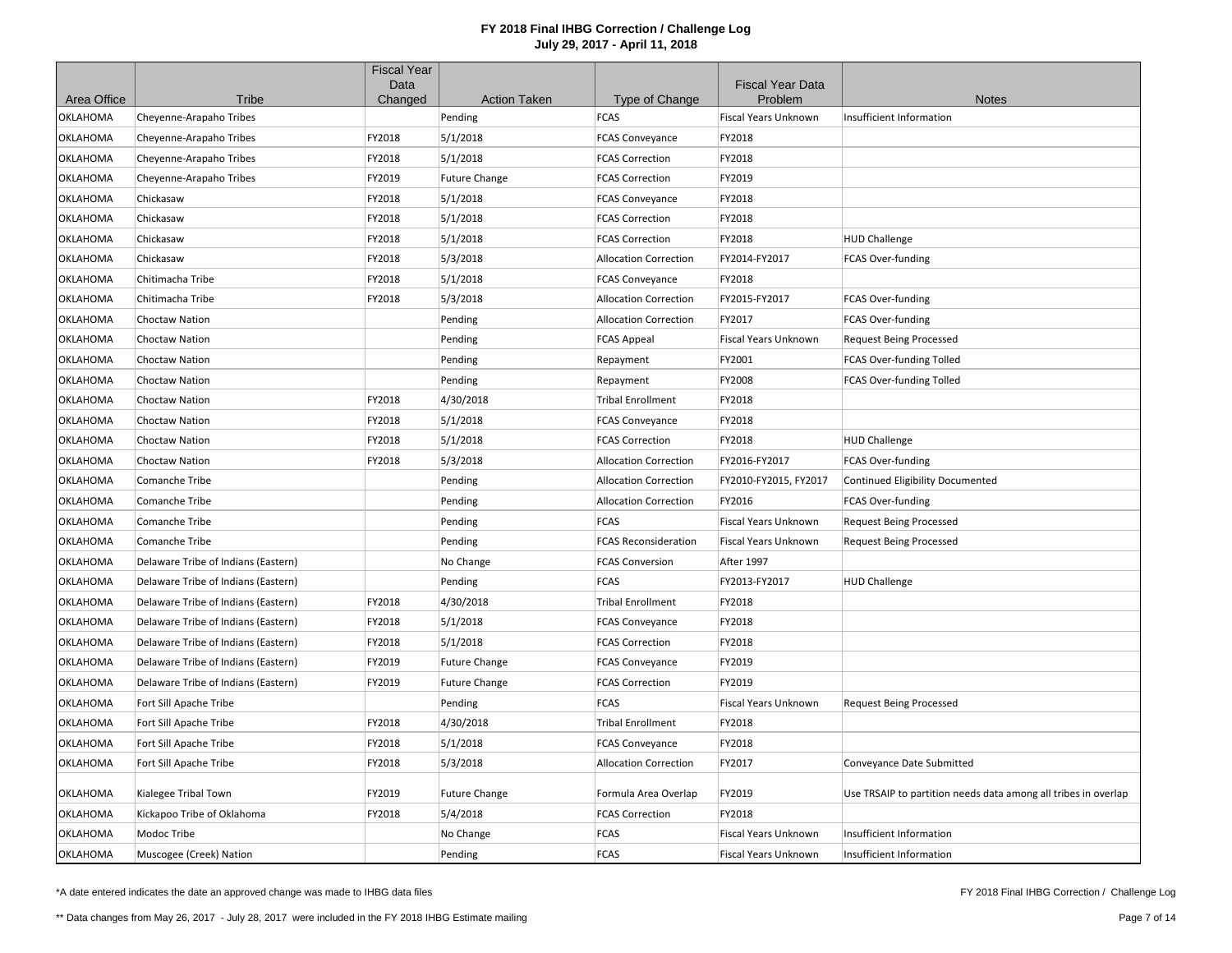# FY 2018 Final IHBG Correction / Challenge Log
## July 29, 2017 - April 11, 2018

| Area Office | Tribe | Fiscal Year Data Changed | Action Taken | Type of Change | Fiscal Year Data Problem | Notes |
|---|---|---|---|---|---|---|
| OKLAHOMA | Cheyenne-Arapaho Tribes | | Pending | FCAS | Fiscal Years Unknown | Insufficient Information |
| OKLAHOMA | Cheyenne-Arapaho Tribes | FY2018 | 5/1/2018 | FCAS Conveyance | FY2018 | |
| OKLAHOMA | Cheyenne-Arapaho Tribes | FY2018 | 5/1/2018 | FCAS Correction | FY2018 | |
| OKLAHOMA | Cheyenne-Arapaho Tribes | FY2019 | Future Change | FCAS Correction | FY2019 | |
| OKLAHOMA | Chickasaw | FY2018 | 5/1/2018 | FCAS Conveyance | FY2018 | |
| OKLAHOMA | Chickasaw | FY2018 | 5/1/2018 | FCAS Correction | FY2018 | |
| OKLAHOMA | Chickasaw | FY2018 | 5/1/2018 | FCAS Correction | FY2018 | HUD Challenge |
| OKLAHOMA | Chickasaw | FY2018 | 5/3/2018 | Allocation Correction | FY2014-FY2017 | FCAS Over-funding |
| OKLAHOMA | Chitimacha Tribe | FY2018 | 5/1/2018 | FCAS Conveyance | FY2018 | |
| OKLAHOMA | Chitimacha Tribe | FY2018 | 5/3/2018 | Allocation Correction | FY2015-FY2017 | FCAS Over-funding |
| OKLAHOMA | Choctaw Nation | | Pending | Allocation Correction | FY2017 | FCAS Over-funding |
| OKLAHOMA | Choctaw Nation | | Pending | FCAS Appeal | Fiscal Years Unknown | Request Being Processed |
| OKLAHOMA | Choctaw Nation | | Pending | Repayment | FY2001 | FCAS Over-funding Tolled |
| OKLAHOMA | Choctaw Nation | | Pending | Repayment | FY2008 | FCAS Over-funding Tolled |
| OKLAHOMA | Choctaw Nation | FY2018 | 4/30/2018 | Tribal Enrollment | FY2018 | |
| OKLAHOMA | Choctaw Nation | FY2018 | 5/1/2018 | FCAS Conveyance | FY2018 | |
| OKLAHOMA | Choctaw Nation | FY2018 | 5/1/2018 | FCAS Correction | FY2018 | HUD Challenge |
| OKLAHOMA | Choctaw Nation | FY2018 | 5/3/2018 | Allocation Correction | FY2016-FY2017 | FCAS Over-funding |
| OKLAHOMA | Comanche Tribe | | Pending | Allocation Correction | FY2010-FY2015, FY2017 | Continued Eligibility Documented |
| OKLAHOMA | Comanche Tribe | | Pending | Allocation Correction | FY2016 | FCAS Over-funding |
| OKLAHOMA | Comanche Tribe | | Pending | FCAS | Fiscal Years Unknown | Request Being Processed |
| OKLAHOMA | Comanche Tribe | | Pending | FCAS Reconsideration | Fiscal Years Unknown | Request Being Processed |
| OKLAHOMA | Delaware Tribe of Indians (Eastern) | | No Change | FCAS Conversion | After 1997 | |
| OKLAHOMA | Delaware Tribe of Indians (Eastern) | | Pending | FCAS | FY2013-FY2017 | HUD Challenge |
| OKLAHOMA | Delaware Tribe of Indians (Eastern) | FY2018 | 4/30/2018 | Tribal Enrollment | FY2018 | |
| OKLAHOMA | Delaware Tribe of Indians (Eastern) | FY2018 | 5/1/2018 | FCAS Conveyance | FY2018 | |
| OKLAHOMA | Delaware Tribe of Indians (Eastern) | FY2018 | 5/1/2018 | FCAS Correction | FY2018 | |
| OKLAHOMA | Delaware Tribe of Indians (Eastern) | FY2019 | Future Change | FCAS Conveyance | FY2019 | |
| OKLAHOMA | Delaware Tribe of Indians (Eastern) | FY2019 | Future Change | FCAS Correction | FY2019 | |
| OKLAHOMA | Fort Sill Apache Tribe | | Pending | FCAS | Fiscal Years Unknown | Request Being Processed |
| OKLAHOMA | Fort Sill Apache Tribe | FY2018 | 4/30/2018 | Tribal Enrollment | FY2018 | |
| OKLAHOMA | Fort Sill Apache Tribe | FY2018 | 5/1/2018 | FCAS Conveyance | FY2018 | |
| OKLAHOMA | Fort Sill Apache Tribe | FY2018 | 5/3/2018 | Allocation Correction | FY2017 | Conveyance Date Submitted |
| OKLAHOMA | Kialegee Tribal Town | FY2019 | Future Change | Formula Area Overlap | FY2019 | Use TRSAIP to partition needs data among all tribes in overlap |
| OKLAHOMA | Kickapoo Tribe of Oklahoma | FY2018 | 5/4/2018 | FCAS Correction | FY2018 | |
| OKLAHOMA | Modoc Tribe | | No Change | FCAS | Fiscal Years Unknown | Insufficient Information |
| OKLAHOMA | Muscogee (Creek) Nation | | Pending | FCAS | Fiscal Years Unknown | Insufficient Information |

*A date entered indicates the date an approved change was made to IHBG data files

** Data changes from May 26, 2017 - July 28, 2017 were included in the FY 2018 IHBG Estimate mailing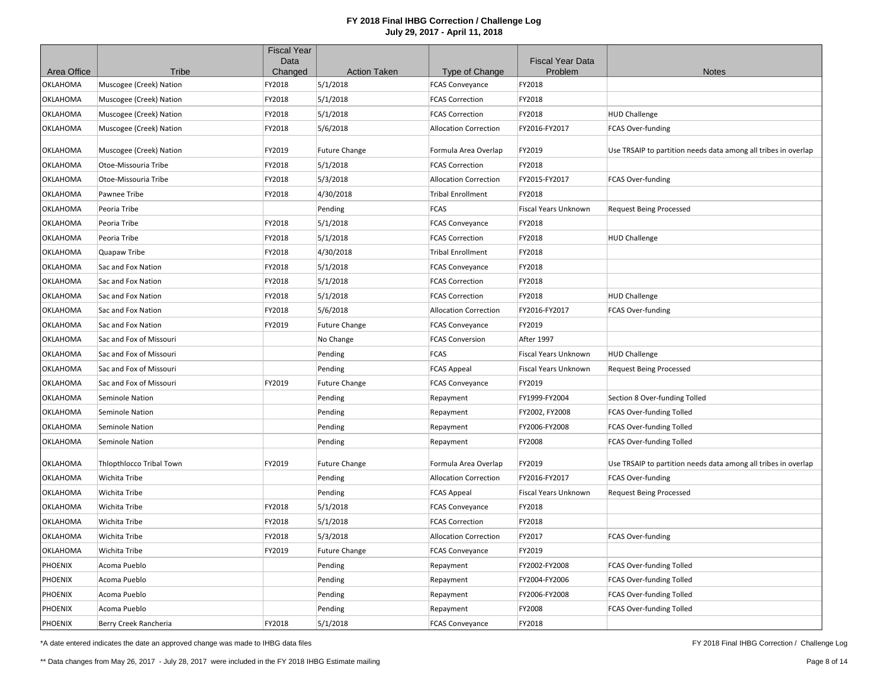# FY 2018 Final IHBG Correction / Challenge Log

## July 29, 2017 - April 11, 2018

| Area Office | Tribe | Fiscal Year Data Changed | Action Taken | Type of Change | Fiscal Year Data Problem | Notes |
|---|---|---|---|---|---|---|
| OKLAHOMA | Muscogee (Creek) Nation | FY2018 | 5/1/2018 | FCAS Conveyance | FY2018 | |
| OKLAHOMA | Muscogee (Creek) Nation | FY2018 | 5/1/2018 | FCAS Correction | FY2018 | |
| OKLAHOMA | Muscogee (Creek) Nation | FY2018 | 5/1/2018 | FCAS Correction | FY2018 | HUD Challenge |
| OKLAHOMA | Muscogee (Creek) Nation | FY2018 | 5/6/2018 | Allocation Correction | FY2016-FY2017 | FCAS Over-funding |
| OKLAHOMA | Muscogee (Creek) Nation | FY2019 | Future Change | Formula Area Overlap | FY2019 | Use TRSAIP to partition needs data among all tribes in overlap |
| OKLAHOMA | Otoe-Missouria Tribe | FY2018 | 5/1/2018 | FCAS Correction | FY2018 | |
| OKLAHOMA | Otoe-Missouria Tribe | FY2018 | 5/3/2018 | Allocation Correction | FY2015-FY2017 | FCAS Over-funding |
| OKLAHOMA | Pawnee Tribe | FY2018 | 4/30/2018 | Tribal Enrollment | FY2018 | |
| OKLAHOMA | Peoria Tribe | | Pending | FCAS | Fiscal Years Unknown | Request Being Processed |
| OKLAHOMA | Peoria Tribe | FY2018 | 5/1/2018 | FCAS Conveyance | FY2018 | |
| OKLAHOMA | Peoria Tribe | FY2018 | 5/1/2018 | FCAS Correction | FY2018 | HUD Challenge |
| OKLAHOMA | Quapaw Tribe | FY2018 | 4/30/2018 | Tribal Enrollment | FY2018 | |
| OKLAHOMA | Sac and Fox Nation | FY2018 | 5/1/2018 | FCAS Conveyance | FY2018 | |
| OKLAHOMA | Sac and Fox Nation | FY2018 | 5/1/2018 | FCAS Correction | FY2018 | |
| OKLAHOMA | Sac and Fox Nation | FY2018 | 5/1/2018 | FCAS Correction | FY2018 | HUD Challenge |
| OKLAHOMA | Sac and Fox Nation | FY2018 | 5/6/2018 | Allocation Correction | FY2016-FY2017 | FCAS Over-funding |
| OKLAHOMA | Sac and Fox Nation | FY2019 | Future Change | FCAS Conveyance | FY2019 | |
| OKLAHOMA | Sac and Fox of Missouri | | No Change | FCAS Conversion | After 1997 | |
| OKLAHOMA | Sac and Fox of Missouri | | Pending | FCAS | Fiscal Years Unknown | HUD Challenge |
| OKLAHOMA | Sac and Fox of Missouri | | Pending | FCAS Appeal | Fiscal Years Unknown | Request Being Processed |
| OKLAHOMA | Sac and Fox of Missouri | FY2019 | Future Change | FCAS Conveyance | FY2019 | |
| OKLAHOMA | Seminole Nation | | Pending | Repayment | FY1999-FY2004 | Section 8 Over-funding Tolled |
| OKLAHOMA | Seminole Nation | | Pending | Repayment | FY2002, FY2008 | FCAS Over-funding Tolled |
| OKLAHOMA | Seminole Nation | | Pending | Repayment | FY2006-FY2008 | FCAS Over-funding Tolled |
| OKLAHOMA | Seminole Nation | | Pending | Repayment | FY2008 | FCAS Over-funding Tolled |
| OKLAHOMA | Thlopthlocco Tribal Town | FY2019 | Future Change | Formula Area Overlap | FY2019 | Use TRSAIP to partition needs data among all tribes in overlap |
| OKLAHOMA | Wichita Tribe | | Pending | Allocation Correction | FY2016-FY2017 | FCAS Over-funding |
| OKLAHOMA | Wichita Tribe | | Pending | FCAS Appeal | Fiscal Years Unknown | Request Being Processed |
| OKLAHOMA | Wichita Tribe | FY2018 | 5/1/2018 | FCAS Conveyance | FY2018 | |
| OKLAHOMA | Wichita Tribe | FY2018 | 5/1/2018 | FCAS Correction | FY2018 | |
| OKLAHOMA | Wichita Tribe | FY2018 | 5/3/2018 | Allocation Correction | FY2017 | FCAS Over-funding |
| OKLAHOMA | Wichita Tribe | FY2019 | Future Change | FCAS Conveyance | FY2019 | |
| PHOENIX | Acoma Pueblo | | Pending | Repayment | FY2002-FY2008 | FCAS Over-funding Tolled |
| PHOENIX | Acoma Pueblo | | Pending | Repayment | FY2004-FY2006 | FCAS Over-funding Tolled |
| PHOENIX | Acoma Pueblo | | Pending | Repayment | FY2006-FY2008 | FCAS Over-funding Tolled |
| PHOENIX | Acoma Pueblo | | Pending | Repayment | FY2008 | FCAS Over-funding Tolled |
| PHOENIX | Berry Creek Rancheria | FY2018 | 5/1/2018 | FCAS Conveyance | FY2018 | |

\*A date entered indicates the date an approved change was made to IHBG data files

\*\* Data changes from May 26, 2017 - July 28, 2017 were included in the FY 2018 IHBG Estimate mailing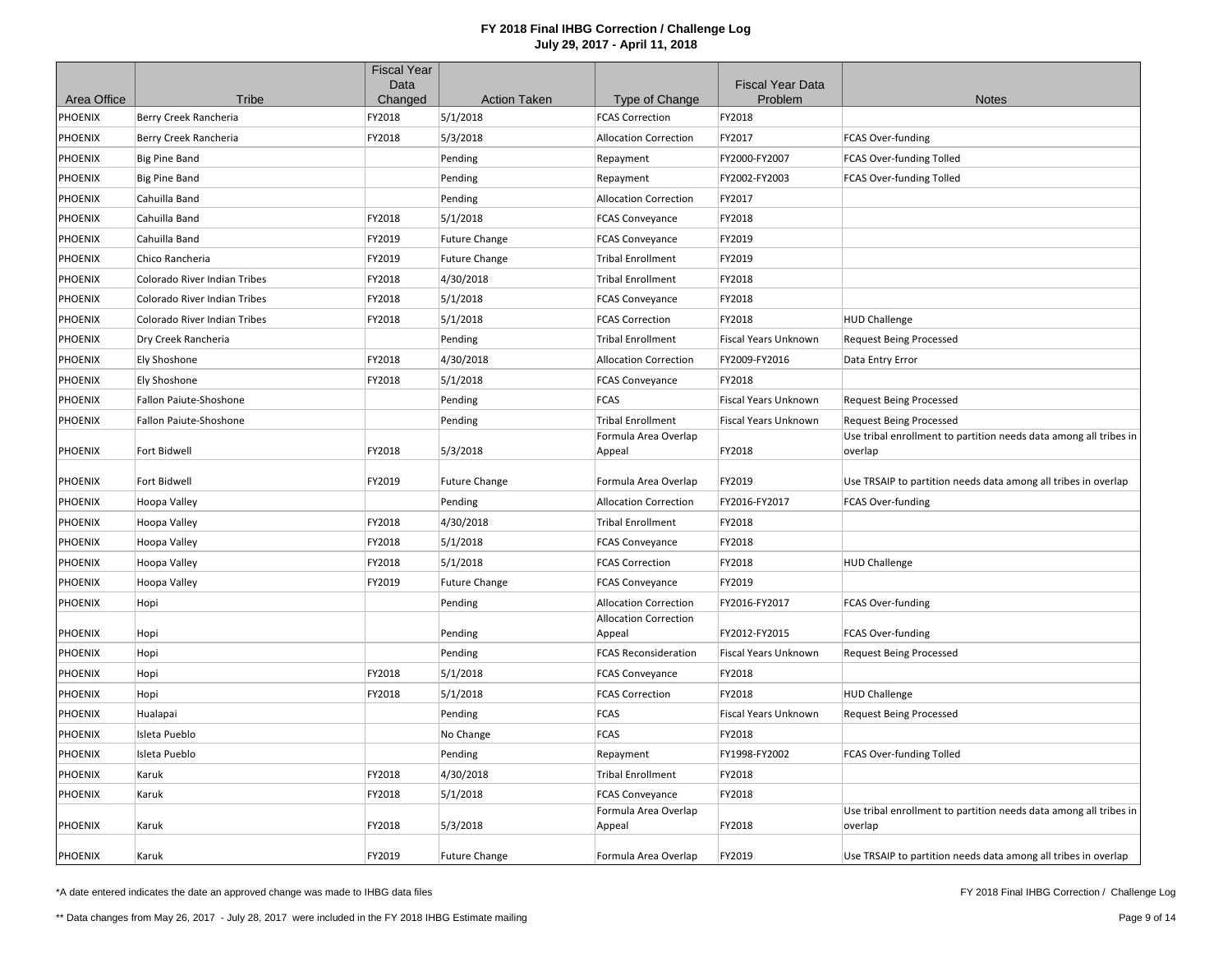# FY 2018 Final IHBG Correction / Challenge Log

## July 29, 2017 - April 11, 2018

| Area Office | Tribe | Fiscal Year Data Changed | Action Taken | Type of Change | Fiscal Year Data Problem | Notes |
|---|---|---|---|---|---|---|
| PHOENIX | Berry Creek Rancheria | FY2018 | 5/1/2018 | FCAS Correction | FY2018 | |
| PHOENIX | Berry Creek Rancheria | FY2018 | 5/3/2018 | Allocation Correction | FY2017 | FCAS Over-funding |
| PHOENIX | Big Pine Band | | Pending | Repayment | FY2000-FY2007 | FCAS Over-funding Tolled |
| PHOENIX | Big Pine Band | | Pending | Repayment | FY2002-FY2003 | FCAS Over-funding Tolled |
| PHOENIX | Cahuilla Band | | Pending | Allocation Correction | FY2017 | |
| PHOENIX | Cahuilla Band | FY2018 | 5/1/2018 | FCAS Conveyance | FY2018 | |
| PHOENIX | Cahuilla Band | FY2019 | Future Change | FCAS Conveyance | FY2019 | |
| PHOENIX | Chico Rancheria | FY2019 | Future Change | Tribal Enrollment | FY2019 | |
| PHOENIX | Colorado River Indian Tribes | FY2018 | 4/30/2018 | Tribal Enrollment | FY2018 | |
| PHOENIX | Colorado River Indian Tribes | FY2018 | 5/1/2018 | FCAS Conveyance | FY2018 | |
| PHOENIX | Colorado River Indian Tribes | FY2018 | 5/1/2018 | FCAS Correction | FY2018 | HUD Challenge |
| PHOENIX | Dry Creek Rancheria | | Pending | Tribal Enrollment | Fiscal Years Unknown | Request Being Processed |
| PHOENIX | Ely Shoshone | FY2018 | 4/30/2018 | Allocation Correction | FY2009-FY2016 | Data Entry Error |
| PHOENIX | Ely Shoshone | FY2018 | 5/1/2018 | FCAS Conveyance | FY2018 | |
| PHOENIX | Fallon Paiute-Shoshone | | Pending | FCAS | Fiscal Years Unknown | Request Being Processed |
| PHOENIX | Fallon Paiute-Shoshone | | Pending | Tribal Enrollment | Fiscal Years Unknown | Request Being Processed |
| PHOENIX | Fort Bidwell | FY2018 | 5/3/2018 | Formula Area Overlap Appeal | FY2018 | Use tribal enrollment to partition needs data among all tribes in overlap |
| PHOENIX | Fort Bidwell | FY2019 | Future Change | Formula Area Overlap | FY2019 | Use TRSAIP to partition needs data among all tribes in overlap |
| PHOENIX | Hoopa Valley | | Pending | Allocation Correction | FY2016-FY2017 | FCAS Over-funding |
| PHOENIX | Hoopa Valley | FY2018 | 4/30/2018 | Tribal Enrollment | FY2018 | |
| PHOENIX | Hoopa Valley | FY2018 | 5/1/2018 | FCAS Conveyance | FY2018 | |
| PHOENIX | Hoopa Valley | FY2018 | 5/1/2018 | FCAS Correction | FY2018 | HUD Challenge |
| PHOENIX | Hoopa Valley | FY2019 | Future Change | FCAS Conveyance | FY2019 | |
| PHOENIX | Hopi | | Pending | Allocation Correction | FY2016-FY2017 | FCAS Over-funding |
| PHOENIX | Hopi | | Pending | Allocation Correction Appeal | FY2012-FY2015 | FCAS Over-funding |
| PHOENIX | Hopi | | Pending | FCAS Reconsideration | Fiscal Years Unknown | Request Being Processed |
| PHOENIX | Hopi | FY2018 | 5/1/2018 | FCAS Conveyance | FY2018 | |
| PHOENIX | Hopi | FY2018 | 5/1/2018 | FCAS Correction | FY2018 | HUD Challenge |
| PHOENIX | Hualapai | | Pending | FCAS | Fiscal Years Unknown | Request Being Processed |
| PHOENIX | Isleta Pueblo | | No Change | FCAS | FY2018 | |
| PHOENIX | Isleta Pueblo | | Pending | Repayment | FY1998-FY2002 | FCAS Over-funding Tolled |
| PHOENIX | Karuk | FY2018 | 4/30/2018 | Tribal Enrollment | FY2018 | |
| PHOENIX | Karuk | FY2018 | 5/1/2018 | FCAS Conveyance | FY2018 | |
| PHOENIX | Karuk | FY2018 | 5/3/2018 | Formula Area Overlap Appeal | FY2018 | Use tribal enrollment to partition needs data among all tribes in overlap |
| PHOENIX | Karuk | FY2019 | Future Change | Formula Area Overlap | FY2019 | Use TRSAIP to partition needs data among all tribes in overlap |

*A date entered indicates the date an approved change was made to IHBG data files

** Data changes from May 26, 2017 - July 28, 2017 were included in the FY 2018 IHBG Estimate mailing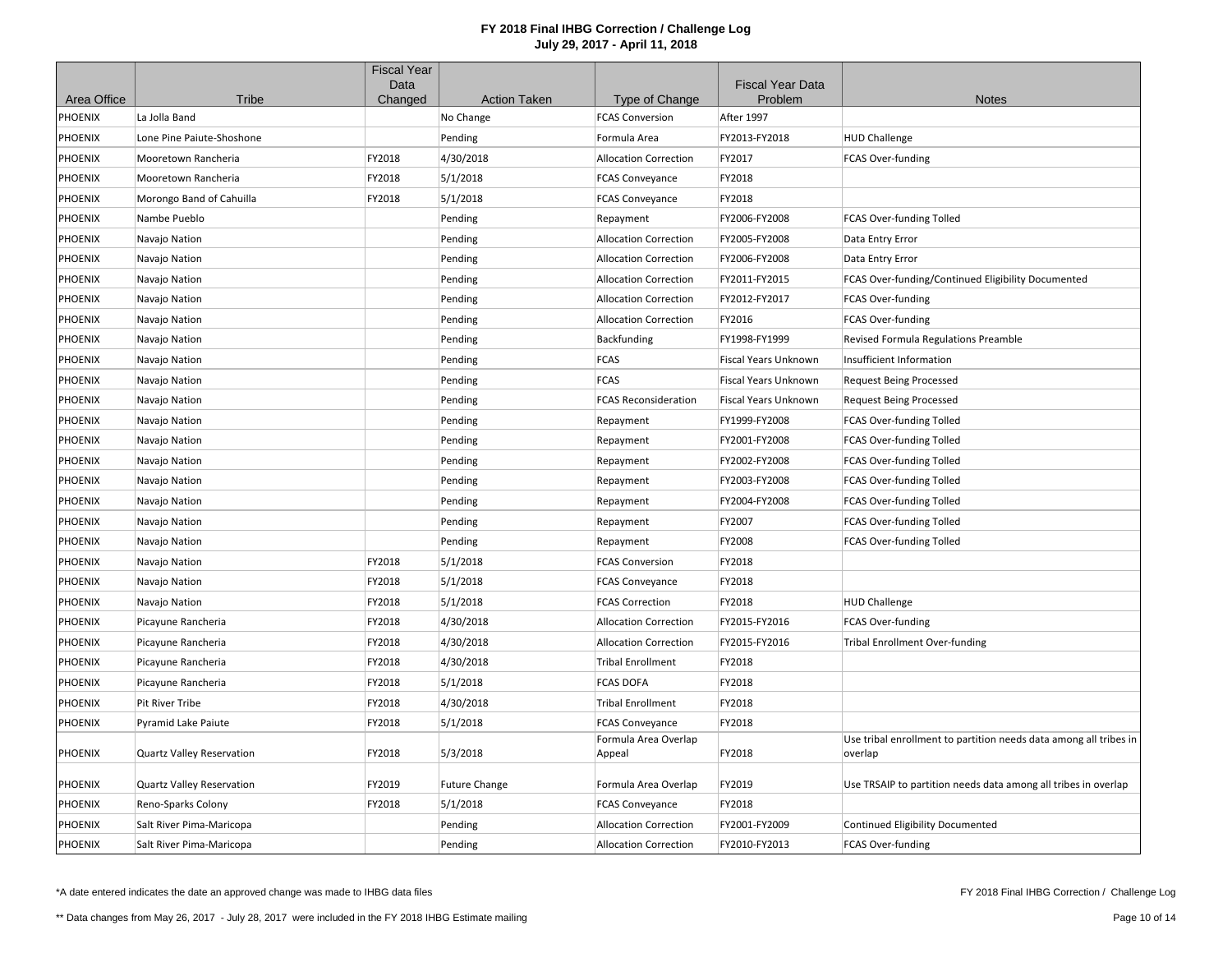# FY 2018 Final IHBG Correction / Challenge Log

## July 29, 2017 - April 11, 2018

| Area Office | Tribe | Fiscal Year Data Changed | Action Taken | Type of Change | Fiscal Year Data Problem | Notes |
|---|---|---|---|---|---|---|
| PHOENIX | La Jolla Band | | No Change | FCAS Conversion | After 1997 | |
| PHOENIX | Lone Pine Paiute-Shoshone | | Pending | Formula Area | FY2013-FY2018 | HUD Challenge |
| PHOENIX | Mooretown Rancheria | FY2018 | 4/30/2018 | Allocation Correction | FY2017 | FCAS Over-funding |
| PHOENIX | Mooretown Rancheria | FY2018 | 5/1/2018 | FCAS Conveyance | FY2018 | |
| PHOENIX | Morongo Band of Cahuilla | FY2018 | 5/1/2018 | FCAS Conveyance | FY2018 | |
| PHOENIX | Nambe Pueblo | | Pending | Repayment | FY2006-FY2008 | FCAS Over-funding Tolled |
| PHOENIX | Navajo Nation | | Pending | Allocation Correction | FY2005-FY2008 | Data Entry Error |
| PHOENIX | Navajo Nation | | Pending | Allocation Correction | FY2006-FY2008 | Data Entry Error |
| PHOENIX | Navajo Nation | | Pending | Allocation Correction | FY2011-FY2015 | FCAS Over-funding/Continued Eligibility Documented |
| PHOENIX | Navajo Nation | | Pending | Allocation Correction | FY2012-FY2017 | FCAS Over-funding |
| PHOENIX | Navajo Nation | | Pending | Allocation Correction | FY2016 | FCAS Over-funding |
| PHOENIX | Navajo Nation | | Pending | Backfunding | FY1998-FY1999 | Revised Formula Regulations Preamble |
| PHOENIX | Navajo Nation | | Pending | FCAS | Fiscal Years Unknown | Insufficient Information |
| PHOENIX | Navajo Nation | | Pending | FCAS | Fiscal Years Unknown | Request Being Processed |
| PHOENIX | Navajo Nation | | Pending | FCAS Reconsideration | Fiscal Years Unknown | Request Being Processed |
| PHOENIX | Navajo Nation | | Pending | Repayment | FY1999-FY2008 | FCAS Over-funding Tolled |
| PHOENIX | Navajo Nation | | Pending | Repayment | FY2001-FY2008 | FCAS Over-funding Tolled |
| PHOENIX | Navajo Nation | | Pending | Repayment | FY2002-FY2008 | FCAS Over-funding Tolled |
| PHOENIX | Navajo Nation | | Pending | Repayment | FY2003-FY2008 | FCAS Over-funding Tolled |
| PHOENIX | Navajo Nation | | Pending | Repayment | FY2004-FY2008 | FCAS Over-funding Tolled |
| PHOENIX | Navajo Nation | | Pending | Repayment | FY2007 | FCAS Over-funding Tolled |
| PHOENIX | Navajo Nation | | Pending | Repayment | FY2008 | FCAS Over-funding Tolled |
| PHOENIX | Navajo Nation | FY2018 | 5/1/2018 | FCAS Conversion | FY2018 | |
| PHOENIX | Navajo Nation | FY2018 | 5/1/2018 | FCAS Conveyance | FY2018 | |
| PHOENIX | Navajo Nation | FY2018 | 5/1/2018 | FCAS Correction | FY2018 | HUD Challenge |
| PHOENIX | Picayune Rancheria | FY2018 | 4/30/2018 | Allocation Correction | FY2015-FY2016 | FCAS Over-funding |
| PHOENIX | Picayune Rancheria | FY2018 | 4/30/2018 | Allocation Correction | FY2015-FY2016 | Tribal Enrollment Over-funding |
| PHOENIX | Picayune Rancheria | FY2018 | 4/30/2018 | Tribal Enrollment | FY2018 | |
| PHOENIX | Picayune Rancheria | FY2018 | 5/1/2018 | FCAS DOFA | FY2018 | |
| PHOENIX | Pit River Tribe | FY2018 | 4/30/2018 | Tribal Enrollment | FY2018 | |
| PHOENIX | Pyramid Lake Paiute | FY2018 | 5/1/2018 | FCAS Conveyance | FY2018 | |
| PHOENIX | Quartz Valley Reservation | FY2018 | 5/3/2018 | Formula Area Overlap Appeal | FY2018 | Use tribal enrollment to partition needs data among all tribes in overlap |
| PHOENIX | Quartz Valley Reservation | FY2019 | Future Change | Formula Area Overlap | FY2019 | Use TRSAIP to partition needs data among all tribes in overlap |
| PHOENIX | Reno-Sparks Colony | FY2018 | 5/1/2018 | FCAS Conveyance | FY2018 | |
| PHOENIX | Salt River Pima-Maricopa | | Pending | Allocation Correction | FY2001-FY2009 | Continued Eligibility Documented |
| PHOENIX | Salt River Pima-Maricopa | | Pending | Allocation Correction | FY2010-FY2013 | FCAS Over-funding |

*A date entered indicates the date an approved change was made to IHBG data files

** Data changes from May 26, 2017 - July 28, 2017 were included in the FY 2018 IHBG Estimate mailing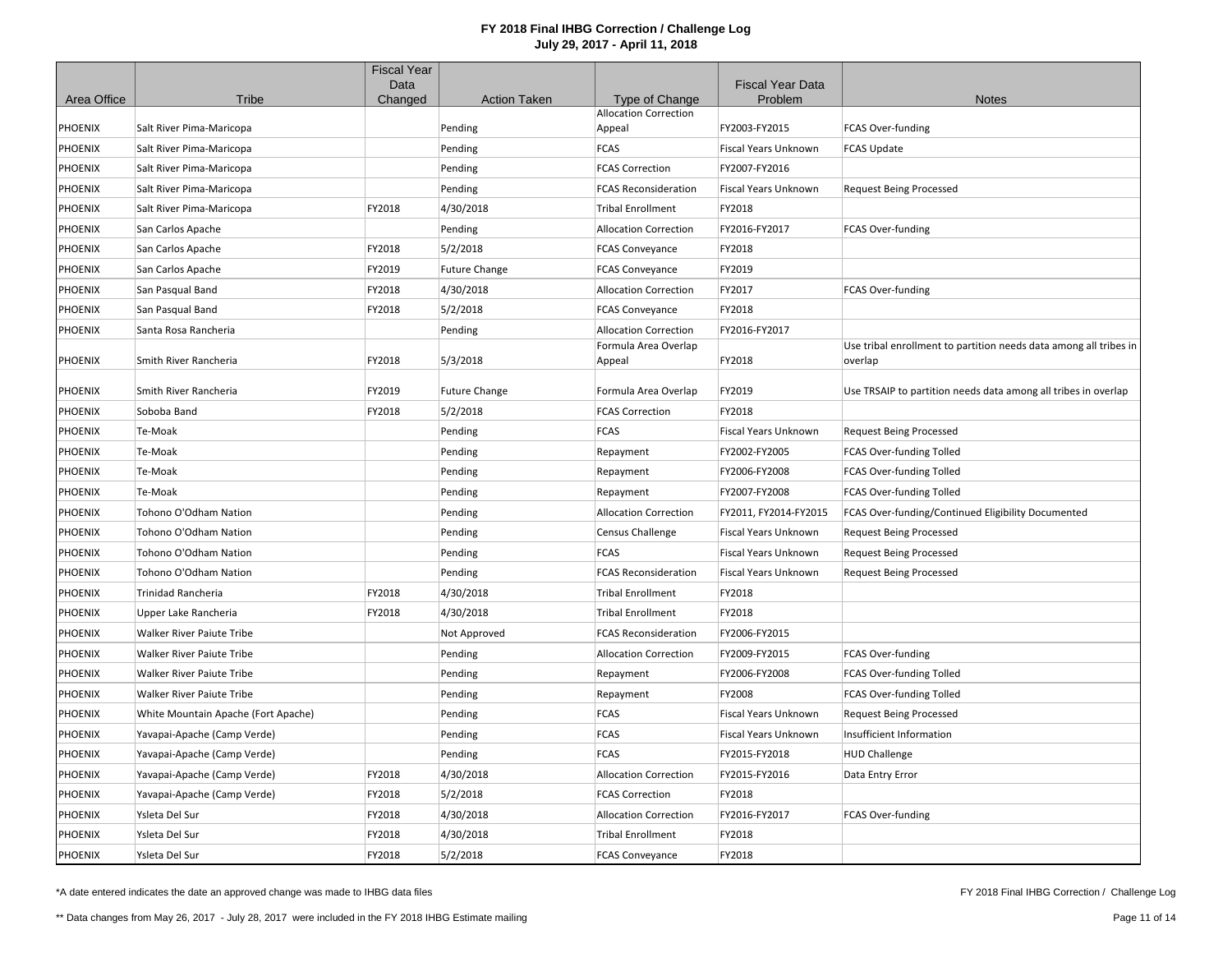# FY 2018 Final IHBG Correction / Challenge Log
## July 29, 2017 - April 11, 2018

| Area Office | Tribe | Fiscal Year Data Changed | Action Taken | Type of Change | Fiscal Year Data Problem | Notes |
|---|---|---|---|---|---|---|
| PHOENIX | Salt River Pima-Maricopa | | Pending | Allocation Correction Appeal | FY2003-FY2015 | FCAS Over-funding |
| PHOENIX | Salt River Pima-Maricopa | | Pending | FCAS | Fiscal Years Unknown | FCAS Update |
| PHOENIX | Salt River Pima-Maricopa | | Pending | FCAS Correction | FY2007-FY2016 | |
| PHOENIX | Salt River Pima-Maricopa | | Pending | FCAS Reconsideration | Fiscal Years Unknown | Request Being Processed |
| PHOENIX | Salt River Pima-Maricopa | FY2018 | 4/30/2018 | Tribal Enrollment | FY2018 | |
| PHOENIX | San Carlos Apache | | Pending | Allocation Correction | FY2016-FY2017 | FCAS Over-funding |
| PHOENIX | San Carlos Apache | FY2018 | 5/2/2018 | FCAS Conveyance | FY2018 | |
| PHOENIX | San Carlos Apache | FY2019 | Future Change | FCAS Conveyance | FY2019 | |
| PHOENIX | San Pasqual Band | FY2018 | 4/30/2018 | Allocation Correction | FY2017 | FCAS Over-funding |
| PHOENIX | San Pasqual Band | FY2018 | 5/2/2018 | FCAS Conveyance | FY2018 | |
| PHOENIX | Santa Rosa Rancheria | | Pending | Allocation Correction | FY2016-FY2017 | |
| PHOENIX | Smith River Rancheria | FY2018 | 5/3/2018 | Formula Area Overlap Appeal | FY2018 | Use tribal enrollment to partition needs data among all tribes in overlap |
| PHOENIX | Smith River Rancheria | FY2019 | Future Change | Formula Area Overlap | FY2019 | Use TRSAIP to partition needs data among all tribes in overlap |
| PHOENIX | Soboba Band | FY2018 | 5/2/2018 | FCAS Correction | FY2018 | |
| PHOENIX | Te-Moak | | Pending | FCAS | Fiscal Years Unknown | Request Being Processed |
| PHOENIX | Te-Moak | | Pending | Repayment | FY2002-FY2005 | FCAS Over-funding Tolled |
| PHOENIX | Te-Moak | | Pending | Repayment | FY2006-FY2008 | FCAS Over-funding Tolled |
| PHOENIX | Te-Moak | | Pending | Repayment | FY2007-FY2008 | FCAS Over-funding Tolled |
| PHOENIX | Tohono O'Odham Nation | | Pending | Allocation Correction | FY2011, FY2014-FY2015 | FCAS Over-funding/Continued Eligibility Documented |
| PHOENIX | Tohono O'Odham Nation | | Pending | Census Challenge | Fiscal Years Unknown | Request Being Processed |
| PHOENIX | Tohono O'Odham Nation | | Pending | FCAS | Fiscal Years Unknown | Request Being Processed |
| PHOENIX | Tohono O'Odham Nation | | Pending | FCAS Reconsideration | Fiscal Years Unknown | Request Being Processed |
| PHOENIX | Trinidad Rancheria | FY2018 | 4/30/2018 | Tribal Enrollment | FY2018 | |
| PHOENIX | Upper Lake Rancheria | FY2018 | 4/30/2018 | Tribal Enrollment | FY2018 | |
| PHOENIX | Walker River Paiute Tribe | | Not Approved | FCAS Reconsideration | FY2006-FY2015 | |
| PHOENIX | Walker River Paiute Tribe | | Pending | Allocation Correction | FY2009-FY2015 | FCAS Over-funding |
| PHOENIX | Walker River Paiute Tribe | | Pending | Repayment | FY2006-FY2008 | FCAS Over-funding Tolled |
| PHOENIX | Walker River Paiute Tribe | | Pending | Repayment | FY2008 | FCAS Over-funding Tolled |
| PHOENIX | White Mountain Apache (Fort Apache) | | Pending | FCAS | Fiscal Years Unknown | Request Being Processed |
| PHOENIX | Yavapai-Apache (Camp Verde) | | Pending | FCAS | Fiscal Years Unknown | Insufficient Information |
| PHOENIX | Yavapai-Apache (Camp Verde) | | Pending | FCAS | FY2015-FY2018 | HUD Challenge |
| PHOENIX | Yavapai-Apache (Camp Verde) | FY2018 | 4/30/2018 | Allocation Correction | FY2015-FY2016 | Data Entry Error |
| PHOENIX | Yavapai-Apache (Camp Verde) | FY2018 | 5/2/2018 | FCAS Correction | FY2018 | |
| PHOENIX | Ysleta Del Sur | FY2018 | 4/30/2018 | Allocation Correction | FY2016-FY2017 | FCAS Over-funding |
| PHOENIX | Ysleta Del Sur | FY2018 | 4/30/2018 | Tribal Enrollment | FY2018 | |
| PHOENIX | Ysleta Del Sur | FY2018 | 5/2/2018 | FCAS Conveyance | FY2018 | |

*A date entered indicates the date an approved change was made to IHBG data files

** Data changes from May 26, 2017 - July 28, 2017 were included in the FY 2018 IHBG Estimate mailing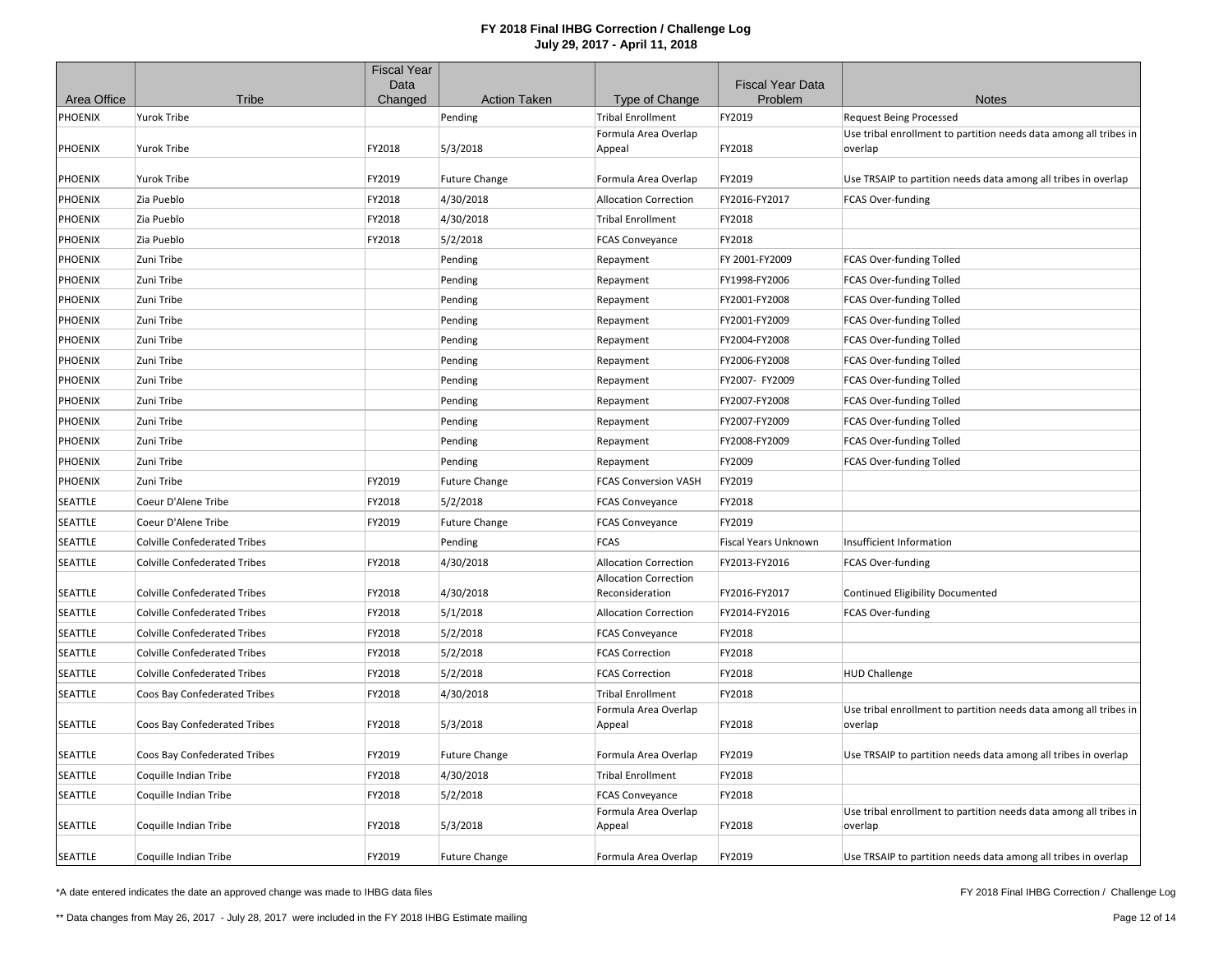# FY 2018 Final IHBG Correction / Challenge Log
## July 29, 2017 - April 11, 2018

| Area Office | Tribe | Fiscal Year Data Changed | Action Taken | Type of Change | Fiscal Year Data Problem | Notes |
|---|---|---|---|---|---|---|
| PHOENIX | Yurok Tribe | | Pending | Tribal Enrollment | FY2019 | Request Being Processed |
| PHOENIX | Yurok Tribe | FY2018 | 5/3/2018 | Formula Area Overlap Appeal | FY2018 | Use tribal enrollment to partition needs data among all tribes in overlap |
| PHOENIX | Yurok Tribe | FY2019 | Future Change | Formula Area Overlap | FY2019 | Use TRSAIP to partition needs data among all tribes in overlap |
| PHOENIX | Zia Pueblo | FY2018 | 4/30/2018 | Allocation Correction | FY2016-FY2017 | FCAS Over-funding |
| PHOENIX | Zia Pueblo | FY2018 | 4/30/2018 | Tribal Enrollment | FY2018 | |
| PHOENIX | Zia Pueblo | FY2018 | 5/2/2018 | FCAS Conveyance | FY2018 | |
| PHOENIX | Zuni Tribe | | Pending | Repayment | FY 2001-FY2009 | FCAS Over-funding Tolled |
| PHOENIX | Zuni Tribe | | Pending | Repayment | FY1998-FY2006 | FCAS Over-funding Tolled |
| PHOENIX | Zuni Tribe | | Pending | Repayment | FY2001-FY2008 | FCAS Over-funding Tolled |
| PHOENIX | Zuni Tribe | | Pending | Repayment | FY2001-FY2009 | FCAS Over-funding Tolled |
| PHOENIX | Zuni Tribe | | Pending | Repayment | FY2004-FY2008 | FCAS Over-funding Tolled |
| PHOENIX | Zuni Tribe | | Pending | Repayment | FY2006-FY2008 | FCAS Over-funding Tolled |
| PHOENIX | Zuni Tribe | | Pending | Repayment | FY2007- FY2009 | FCAS Over-funding Tolled |
| PHOENIX | Zuni Tribe | | Pending | Repayment | FY2007-FY2008 | FCAS Over-funding Tolled |
| PHOENIX | Zuni Tribe | | Pending | Repayment | FY2007-FY2009 | FCAS Over-funding Tolled |
| PHOENIX | Zuni Tribe | | Pending | Repayment | FY2008-FY2009 | FCAS Over-funding Tolled |
| PHOENIX | Zuni Tribe | | Pending | Repayment | FY2009 | FCAS Over-funding Tolled |
| PHOENIX | Zuni Tribe | FY2019 | Future Change | FCAS Conversion VASH | FY2019 | |
| SEATTLE | Coeur D'Alene Tribe | FY2018 | 5/2/2018 | FCAS Conveyance | FY2018 | |
| SEATTLE | Coeur D'Alene Tribe | FY2019 | Future Change | FCAS Conveyance | FY2019 | |
| SEATTLE | Colville Confederated Tribes | | Pending | FCAS | Fiscal Years Unknown | Insufficient Information |
| SEATTLE | Colville Confederated Tribes | FY2018 | 4/30/2018 | Allocation Correction | FY2013-FY2016 | FCAS Over-funding |
| SEATTLE | Colville Confederated Tribes | FY2018 | 4/30/2018 | Allocation Correction Reconsideration | FY2016-FY2017 | Continued Eligibility Documented |
| SEATTLE | Colville Confederated Tribes | FY2018 | 5/1/2018 | Allocation Correction | FY2014-FY2016 | FCAS Over-funding |
| SEATTLE | Colville Confederated Tribes | FY2018 | 5/2/2018 | FCAS Conveyance | FY2018 | |
| SEATTLE | Colville Confederated Tribes | FY2018 | 5/2/2018 | FCAS Correction | FY2018 | |
| SEATTLE | Colville Confederated Tribes | FY2018 | 5/2/2018 | FCAS Correction | FY2018 | HUD Challenge |
| SEATTLE | Coos Bay Confederated Tribes | FY2018 | 4/30/2018 | Tribal Enrollment | FY2018 | |
| SEATTLE | Coos Bay Confederated Tribes | FY2018 | 5/3/2018 | Formula Area Overlap Appeal | FY2018 | Use tribal enrollment to partition needs data among all tribes in overlap |
| SEATTLE | Coos Bay Confederated Tribes | FY2019 | Future Change | Formula Area Overlap | FY2019 | Use TRSAIP to partition needs data among all tribes in overlap |
| SEATTLE | Coquille Indian Tribe | FY2018 | 4/30/2018 | Tribal Enrollment | FY2018 | |
| SEATTLE | Coquille Indian Tribe | FY2018 | 5/2/2018 | FCAS Conveyance | FY2018 | |
| SEATTLE | Coquille Indian Tribe | FY2018 | 5/3/2018 | Formula Area Overlap Appeal | FY2018 | Use tribal enrollment to partition needs data among all tribes in overlap |
| SEATTLE | Coquille Indian Tribe | FY2019 | Future Change | Formula Area Overlap | FY2019 | Use TRSAIP to partition needs data among all tribes in overlap |

*A date entered indicates the date an approved change was made to IHBG data files

** Data changes from May 26, 2017 - July 28, 2017 were included in the FY 2018 IHBG Estimate mailing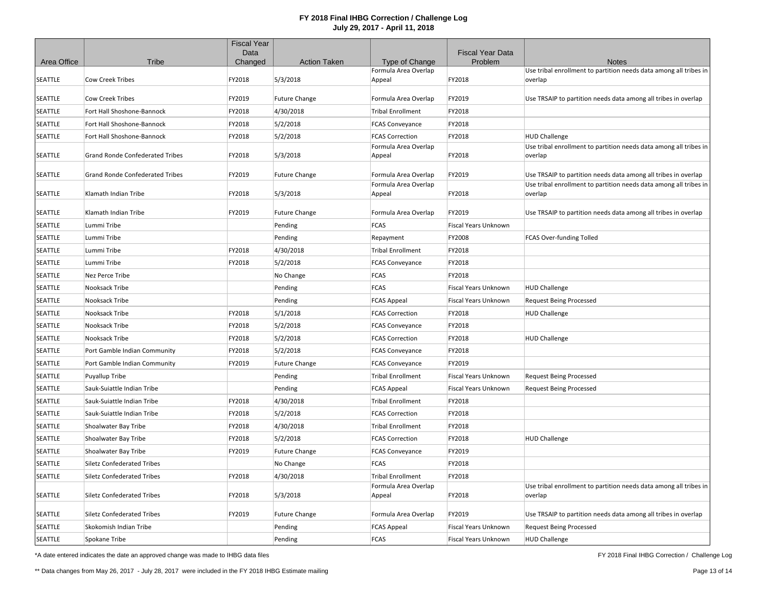# FY 2018 Final IHBG Correction / Challenge Log
## July 29, 2017 - April 11, 2018

| Area Office | Tribe | Fiscal Year Data Changed | Action Taken | Type of Change | Fiscal Year Data Problem | Notes |
|---|---|---|---|---|---|---|
| SEATTLE | Cow Creek Tribes | FY2018 | 5/3/2018 | Formula Area Overlap Appeal | FY2018 | Use tribal enrollment to partition needs data among all tribes in overlap |
| SEATTLE | Cow Creek Tribes | FY2019 | Future Change | Formula Area Overlap | FY2019 | Use TRSAIP to partition needs data among all tribes in overlap |
| SEATTLE | Fort Hall Shoshone-Bannock | FY2018 | 4/30/2018 | Tribal Enrollment | FY2018 | |
| SEATTLE | Fort Hall Shoshone-Bannock | FY2018 | 5/2/2018 | FCAS Conveyance | FY2018 | |
| SEATTLE | Fort Hall Shoshone-Bannock | FY2018 | 5/2/2018 | FCAS Correction | FY2018 | HUD Challenge |
| SEATTLE | Grand Ronde Confederated Tribes | FY2018 | 5/3/2018 | Formula Area Overlap Appeal | FY2018 | Use tribal enrollment to partition needs data among all tribes in overlap |
| SEATTLE | Grand Ronde Confederated Tribes | FY2019 | Future Change | Formula Area Overlap | FY2019 | Use TRSAIP to partition needs data among all tribes in overlap |
| SEATTLE | Klamath Indian Tribe | FY2018 | 5/3/2018 | Formula Area Overlap Appeal | FY2018 | Use tribal enrollment to partition needs data among all tribes in overlap |
| SEATTLE | Klamath Indian Tribe | FY2019 | Future Change | Formula Area Overlap | FY2019 | Use TRSAIP to partition needs data among all tribes in overlap |
| SEATTLE | Lummi Tribe | | Pending | FCAS | Fiscal Years Unknown | |
| SEATTLE | Lummi Tribe | | Pending | Repayment | FY2008 | FCAS Over-funding Tolled |
| SEATTLE | Lummi Tribe | FY2018 | 4/30/2018 | Tribal Enrollment | FY2018 | |
| SEATTLE | Lummi Tribe | FY2018 | 5/2/2018 | FCAS Conveyance | FY2018 | |
| SEATTLE | Nez Perce Tribe | | No Change | FCAS | FY2018 | |
| SEATTLE | Nooksack Tribe | | Pending | FCAS | Fiscal Years Unknown | HUD Challenge |
| SEATTLE | Nooksack Tribe | | Pending | FCAS Appeal | Fiscal Years Unknown | Request Being Processed |
| SEATTLE | Nooksack Tribe | FY2018 | 5/1/2018 | FCAS Correction | FY2018 | HUD Challenge |
| SEATTLE | Nooksack Tribe | FY2018 | 5/2/2018 | FCAS Conveyance | FY2018 | |
| SEATTLE | Nooksack Tribe | FY2018 | 5/2/2018 | FCAS Correction | FY2018 | HUD Challenge |
| SEATTLE | Port Gamble Indian Community | FY2018 | 5/2/2018 | FCAS Conveyance | FY2018 | |
| SEATTLE | Port Gamble Indian Community | FY2019 | Future Change | FCAS Conveyance | FY2019 | |
| SEATTLE | Puyallup Tribe | | Pending | Tribal Enrollment | Fiscal Years Unknown | Request Being Processed |
| SEATTLE | Sauk-Suiattle Indian Tribe | | Pending | FCAS Appeal | Fiscal Years Unknown | Request Being Processed |
| SEATTLE | Sauk-Suiattle Indian Tribe | FY2018 | 4/30/2018 | Tribal Enrollment | FY2018 | |
| SEATTLE | Sauk-Suiattle Indian Tribe | FY2018 | 5/2/2018 | FCAS Correction | FY2018 | |
| SEATTLE | Shoalwater Bay Tribe | FY2018 | 4/30/2018 | Tribal Enrollment | FY2018 | |
| SEATTLE | Shoalwater Bay Tribe | FY2018 | 5/2/2018 | FCAS Correction | FY2018 | HUD Challenge |
| SEATTLE | Shoalwater Bay Tribe | FY2019 | Future Change | FCAS Conveyance | FY2019 | |
| SEATTLE | Siletz Confederated Tribes | | No Change | FCAS | FY2018 | |
| SEATTLE | Siletz Confederated Tribes | FY2018 | 4/30/2018 | Tribal Enrollment | FY2018 | |
| SEATTLE | Siletz Confederated Tribes | FY2018 | 5/3/2018 | Formula Area Overlap Appeal | FY2018 | Use tribal enrollment to partition needs data among all tribes in overlap |
| SEATTLE | Siletz Confederated Tribes | FY2019 | Future Change | Formula Area Overlap | FY2019 | Use TRSAIP to partition needs data among all tribes in overlap |
| SEATTLE | Skokomish Indian Tribe | | Pending | FCAS Appeal | Fiscal Years Unknown | Request Being Processed |
| SEATTLE | Spokane Tribe | | Pending | FCAS | Fiscal Years Unknown | HUD Challenge |

*A date entered indicates the date an approved change was made to IHBG data files

** Data changes from May 26, 2017 - July 28, 2017 were included in the FY 2018 IHBG Estimate mailing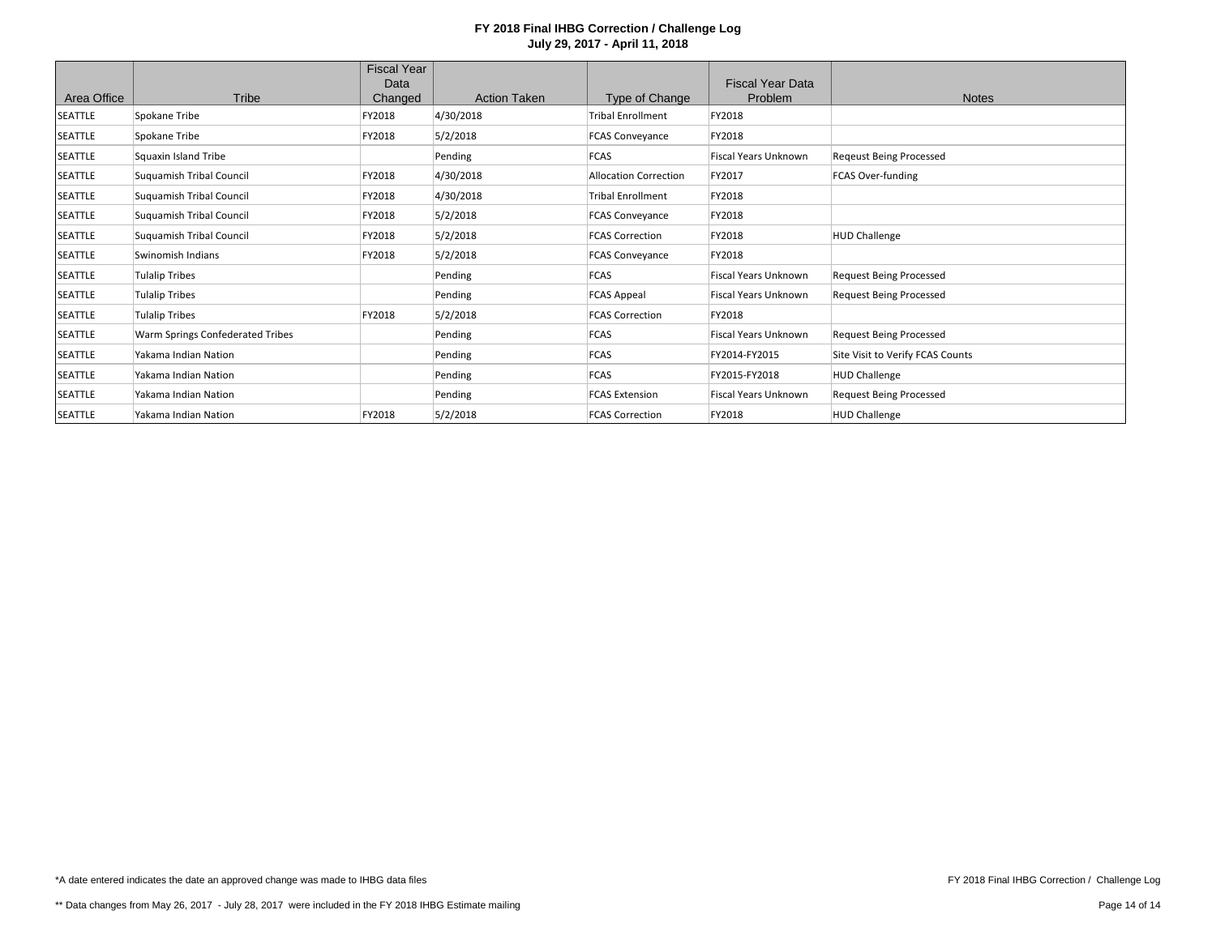**FY 2018 Final IHBG Correction / Challenge Log**
**July 29, 2017 - April 11, 2018**

| Area Office | Tribe | Fiscal Year Data Changed | Action Taken | Type of Change | Fiscal Year Data Problem | Notes |
|---|---|---|---|---|---|---|
| SEATTLE | Spokane Tribe | FY2018 | 4/30/2018 | Tribal Enrollment | FY2018 | |
| SEATTLE | Spokane Tribe | FY2018 | 5/2/2018 | FCAS Conveyance | FY2018 | |
| SEATTLE | Squaxin Island Tribe | | Pending | FCAS | Fiscal Years Unknown | Reqeust Being Processed |
| SEATTLE | Suquamish Tribal Council | FY2018 | 4/30/2018 | Allocation Correction | FY2017 | FCAS Over-funding |
| SEATTLE | Suquamish Tribal Council | FY2018 | 4/30/2018 | Tribal Enrollment | FY2018 | |
| SEATTLE | Suquamish Tribal Council | FY2018 | 5/2/2018 | FCAS Conveyance | FY2018 | |
| SEATTLE | Suquamish Tribal Council | FY2018 | 5/2/2018 | FCAS Correction | FY2018 | HUD Challenge |
| SEATTLE | Swinomish Indians | FY2018 | 5/2/2018 | FCAS Conveyance | FY2018 | |
| SEATTLE | Tulalip Tribes | | Pending | FCAS | Fiscal Years Unknown | Request Being Processed |
| SEATTLE | Tulalip Tribes | | Pending | FCAS Appeal | Fiscal Years Unknown | Request Being Processed |
| SEATTLE | Tulalip Tribes | FY2018 | 5/2/2018 | FCAS Correction | FY2018 | |
| SEATTLE | Warm Springs Confederated Tribes | | Pending | FCAS | Fiscal Years Unknown | Request Being Processed |
| SEATTLE | Yakama Indian Nation | | Pending | FCAS | FY2014-FY2015 | Site Visit to Verify FCAS Counts |
| SEATTLE | Yakama Indian Nation | | Pending | FCAS | FY2015-FY2018 | HUD Challenge |
| SEATTLE | Yakama Indian Nation | | Pending | FCAS Extension | Fiscal Years Unknown | Request Being Processed |
| SEATTLE | Yakama Indian Nation | FY2018 | 5/2/2018 | FCAS Correction | FY2018 | HUD Challenge |

*A date entered indicates the date an approved change was made to IHBG data files

** Data changes from May 26, 2017 - July 28, 2017 were included in the FY 2018 IHBG Estimate mailing